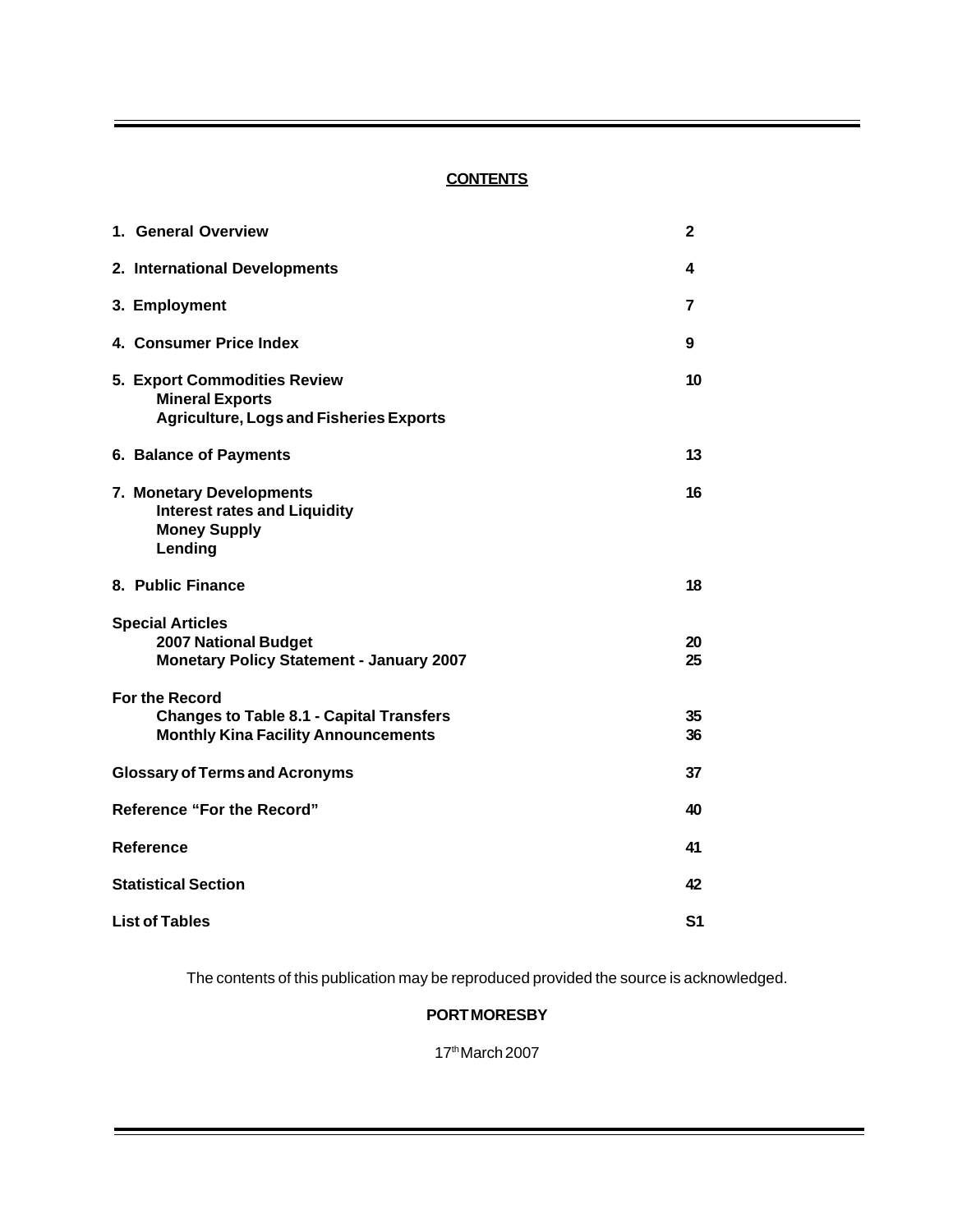# CONTENTS

| | |
|---|---|
| **1. General Overview** | **2** |
| **2. International Developments** | **4** |
| **3. Employment** | **7** |
| **4. Consumer Price Index** | **9** |
| **5. Export Commodities Review**<br>**Mineral Exports**<br>**Agriculture, Logs and Fisheries Exports** | **10** |
| **6. Balance of Payments** | **13** |
| **7. Monetary Developments**<br>**Interest rates and Liquidity**<br>**Money Supply**<br>**Lending** | **16** |
| **8. Public Finance** | **18** |
| **Special Articles** | |
| **2007 National Budget** | **20** |
| **Monetary Policy Statement - January 2007** | **25** |
| **For the Record** | |
| **Changes to Table 8.1 - Capital Transfers** | **35** |
| **Monthly Kina Facility Announcements** | **36** |
| **Glossary of Terms and Acronyms** | **37** |
| **Reference "For the Record"** | **40** |
| **Reference** | **41** |
| **Statistical Section** | **42** |
| **List of Tables** | **S1** |

The contents of this publication may be reproduced provided the source is acknowledged.

**PORT MORESBY**

17th March 2007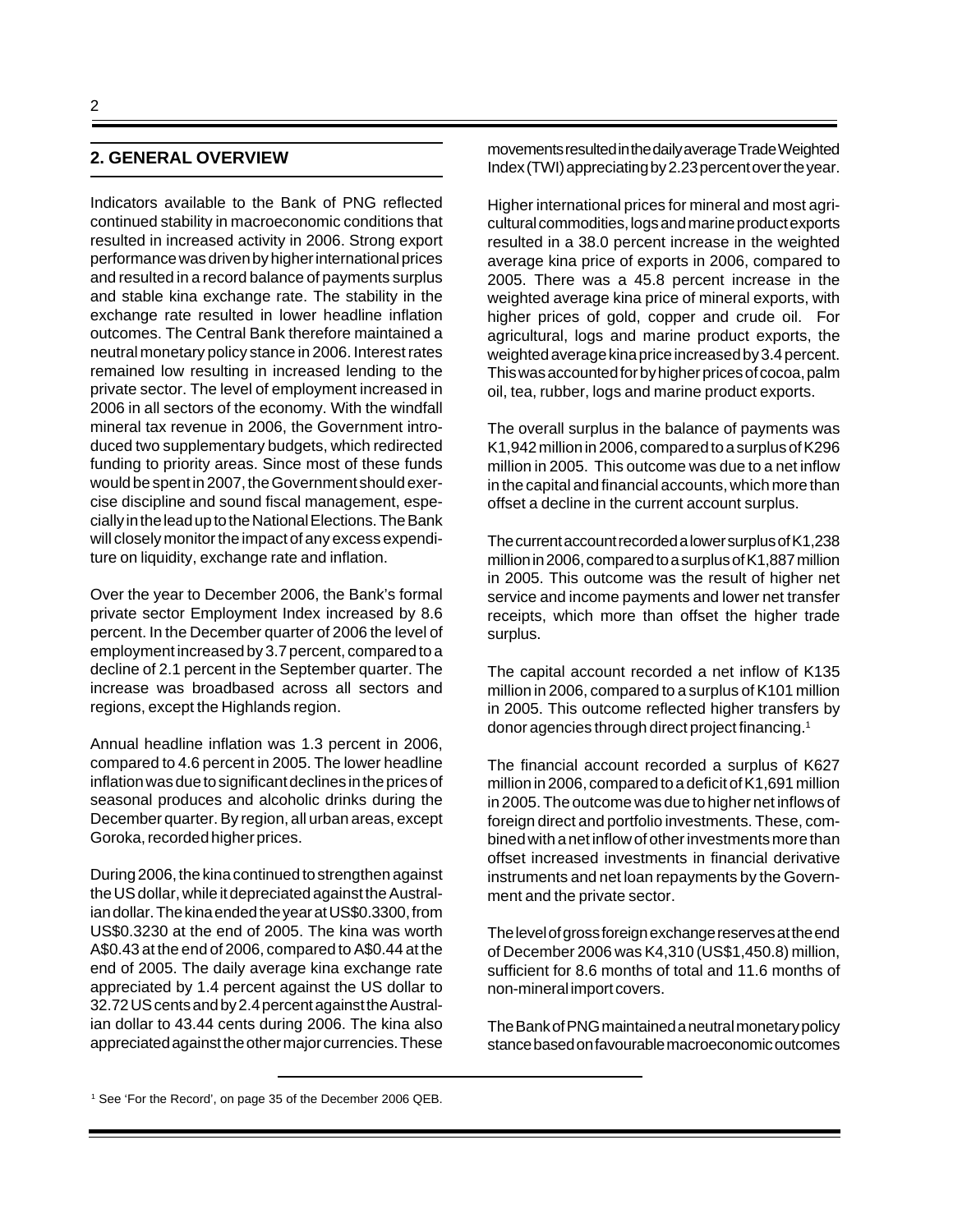## 2. GENERAL OVERVIEW

Indicators available to the Bank of PNG reflected continued stability in macroeconomic conditions that resulted in increased activity in 2006. Strong export performance was driven by higher international prices and resulted in a record balance of payments surplus and stable kina exchange rate. The stability in the exchange rate resulted in lower headline inflation outcomes. The Central Bank therefore maintained a neutral monetary policy stance in 2006. Interest rates remained low resulting in increased lending to the private sector. The level of employment increased in 2006 in all sectors of the economy. With the windfall mineral tax revenue in 2006, the Government introduced two supplementary budgets, which redirected funding to priority areas. Since most of these funds would be spent in 2007, the Government should exercise discipline and sound fiscal management, especially in the lead up to the National Elections. The Bank will closely monitor the impact of any excess expenditure on liquidity, exchange rate and inflation.

Over the year to December 2006, the Bank's formal private sector Employment Index increased by 8.6 percent. In the December quarter of 2006 the level of employment increased by 3.7 percent, compared to a decline of 2.1 percent in the September quarter. The increase was broadbased across all sectors and regions, except the Highlands region.

Annual headline inflation was 1.3 percent in 2006, compared to 4.6 percent in 2005. The lower headline inflation was due to significant declines in the prices of seasonal produces and alcoholic drinks during the December quarter. By region, all urban areas, except Goroka, recorded higher prices.

During 2006, the kina continued to strengthen against the US dollar, while it depreciated against the Australian dollar. The kina ended the year at US$0.3300, from US$0.3230 at the end of 2005. The kina was worth A$0.43 at the end of 2006, compared to A$0.44 at the end of 2005. The daily average kina exchange rate appreciated by 1.4 percent against the US dollar to 32.72 US cents and by 2.4 percent against the Australian dollar to 43.44 cents during 2006. The kina also appreciated against the other major currencies. These movements resulted in the daily average Trade Weighted Index (TWI) appreciating by 2.23 percent over the year.

Higher international prices for mineral and most agricultural commodities, logs and marine product exports resulted in a 38.0 percent increase in the weighted average kina price of exports in 2006, compared to 2005. There was a 45.8 percent increase in the weighted average kina price of mineral exports, with higher prices of gold, copper and crude oil. For agricultural, logs and marine product exports, the weighted average kina price increased by 3.4 percent. This was accounted for by higher prices of cocoa, palm oil, tea, rubber, logs and marine product exports.

The overall surplus in the balance of payments was K1,942 million in 2006, compared to a surplus of K296 million in 2005. This outcome was due to a net inflow in the capital and financial accounts, which more than offset a decline in the current account surplus.

The current account recorded a lower surplus of K1,238 million in 2006, compared to a surplus of K1,887 million in 2005. This outcome was the result of higher net service and income payments and lower net transfer receipts, which more than offset the higher trade surplus.

The capital account recorded a net inflow of K135 million in 2006, compared to a surplus of K101 million in 2005. This outcome reflected higher transfers by donor agencies through direct project financing.[1]

The financial account recorded a surplus of K627 million in 2006, compared to a deficit of K1,691 million in 2005. The outcome was due to higher net inflows of foreign direct and portfolio investments. These, combined with a net inflow of other investments more than offset increased investments in financial derivative instruments and net loan repayments by the Government and the private sector.

The level of gross foreign exchange reserves at the end of December 2006 was K4,310 (US$1,450.8) million, sufficient for 8.6 months of total and 11.6 months of non-mineral import covers.

The Bank of PNG maintained a neutral monetary policy stance based on favourable macroeconomic outcomes

[1] See 'For the Record', on page 35 of the December 2006 QEB.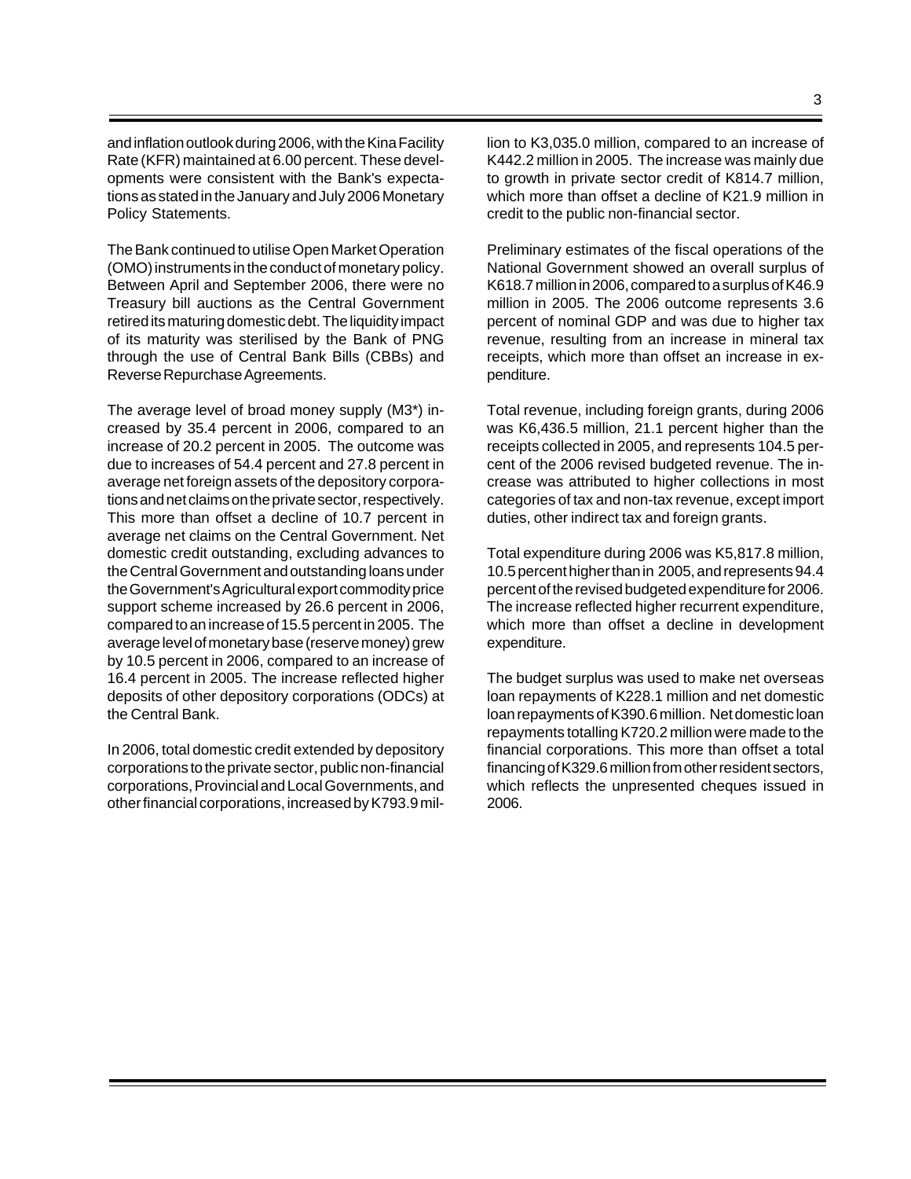and inflation outlook during 2006, with the Kina Facility Rate (KFR) maintained at 6.00 percent. These developments were consistent with the Bank's expectations as stated in the January and July 2006 Monetary Policy Statements.

The Bank continued to utilise Open Market Operation (OMO) instruments in the conduct of monetary policy. Between April and September 2006, there were no Treasury bill auctions as the Central Government retired its maturing domestic debt. The liquidity impact of its maturity was sterilised by the Bank of PNG through the use of Central Bank Bills (CBBs) and Reverse Repurchase Agreements.

The average level of broad money supply (M3*) increased by 35.4 percent in 2006, compared to an increase of 20.2 percent in 2005. The outcome was due to increases of 54.4 percent and 27.8 percent in average net foreign assets of the depository corporations and net claims on the private sector, respectively. This more than offset a decline of 10.7 percent in average net claims on the Central Government. Net domestic credit outstanding, excluding advances to the Central Government and outstanding loans under the Government's Agricultural export commodity price support scheme increased by 26.6 percent in 2006, compared to an increase of 15.5 percent in 2005. The average level of monetary base (reserve money) grew by 10.5 percent in 2006, compared to an increase of 16.4 percent in 2005. The increase reflected higher deposits of other depository corporations (ODCs) at the Central Bank.

In 2006, total domestic credit extended by depository corporations to the private sector, public non-financial corporations, Provincial and Local Governments, and other financial corporations, increased by K793.9 million to K3,035.0 million, compared to an increase of K442.2 million in 2005. The increase was mainly due to growth in private sector credit of K814.7 million, which more than offset a decline of K21.9 million in credit to the public non-financial sector.

Preliminary estimates of the fiscal operations of the National Government showed an overall surplus of K618.7 million in 2006, compared to a surplus of K46.9 million in 2005. The 2006 outcome represents 3.6 percent of nominal GDP and was due to higher tax revenue, resulting from an increase in mineral tax receipts, which more than offset an increase in expenditure.

Total revenue, including foreign grants, during 2006 was K6,436.5 million, 21.1 percent higher than the receipts collected in 2005, and represents 104.5 percent of the 2006 revised budgeted revenue. The increase was attributed to higher collections in most categories of tax and non-tax revenue, except import duties, other indirect tax and foreign grants.

Total expenditure during 2006 was K5,817.8 million, 10.5 percent higher than in 2005, and represents 94.4 percent of the revised budgeted expenditure for 2006. The increase reflected higher recurrent expenditure, which more than offset a decline in development expenditure.

The budget surplus was used to make net overseas loan repayments of K228.1 million and net domestic loan repayments of K390.6 million. Net domestic loan repayments totalling K720.2 million were made to the financial corporations. This more than offset a total financing of K329.6 million from other resident sectors, which reflects the unpresented cheques issued in 2006.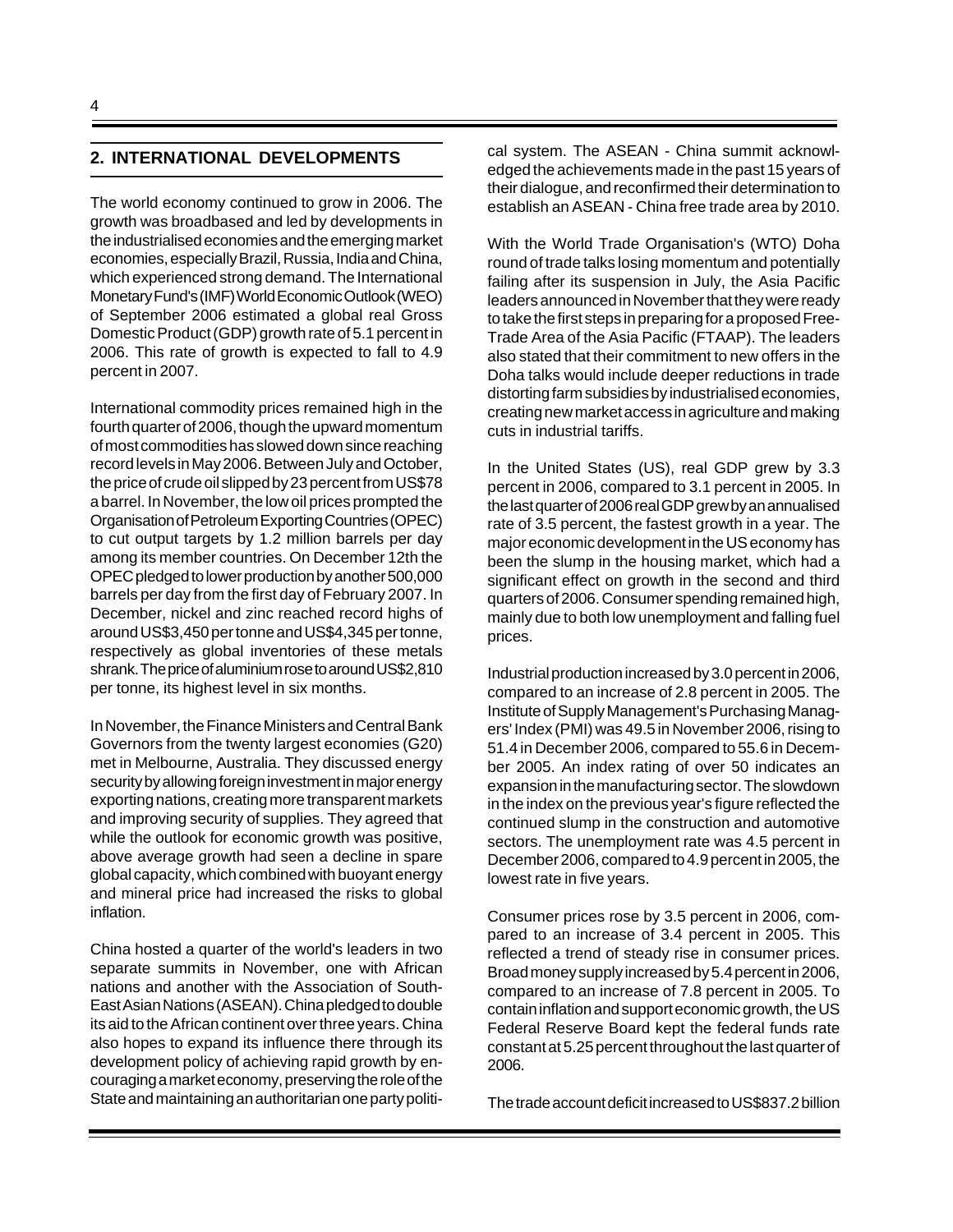## 2. INTERNATIONAL DEVELOPMENTS

The world economy continued to grow in 2006. The growth was broadbased and led by developments in the industrialised economies and the emerging market economies, especially Brazil, Russia, India and China, which experienced strong demand. The International Monetary Fund's (IMF) World Economic Outlook (WEO) of September 2006 estimated a global real Gross Domestic Product (GDP) growth rate of 5.1 percent in 2006. This rate of growth is expected to fall to 4.9 percent in 2007.

International commodity prices remained high in the fourth quarter of 2006, though the upward momentum of most commodities has slowed down since reaching record levels in May 2006. Between July and October, the price of crude oil slipped by 23 percent from US$78 a barrel. In November, the low oil prices prompted the Organisation of Petroleum Exporting Countries (OPEC) to cut output targets by 1.2 million barrels per day among its member countries. On December 12th the OPEC pledged to lower production by another 500,000 barrels per day from the first day of February 2007. In December, nickel and zinc reached record highs of around US$3,450 per tonne and US$4,345 per tonne, respectively as global inventories of these metals shrank. The price of aluminium rose to around US$2,810 per tonne, its highest level in six months.

In November, the Finance Ministers and Central Bank Governors from the twenty largest economies (G20) met in Melbourne, Australia. They discussed energy security by allowing foreign investment in major energy exporting nations, creating more transparent markets and improving security of supplies. They agreed that while the outlook for economic growth was positive, above average growth had seen a decline in spare global capacity, which combined with buoyant energy and mineral price had increased the risks to global inflation.

China hosted a quarter of the world's leaders in two separate summits in November, one with African nations and another with the Association of South-East Asian Nations (ASEAN). China pledged to double its aid to the African continent over three years. China also hopes to expand its influence there through its development policy of achieving rapid growth by encouraging a market economy, preserving the role of the State and maintaining an authoritarian one party political system. The ASEAN - China summit acknowledged the achievements made in the past 15 years of their dialogue, and reconfirmed their determination to establish an ASEAN - China free trade area by 2010.

With the World Trade Organisation's (WTO) Doha round of trade talks losing momentum and potentially failing after its suspension in July, the Asia Pacific leaders announced in November that they were ready to take the first steps in preparing for a proposed Free-Trade Area of the Asia Pacific (FTAAP). The leaders also stated that their commitment to new offers in the Doha talks would include deeper reductions in trade distorting farm subsidies by industrialised economies, creating new market access in agriculture and making cuts in industrial tariffs.

In the United States (US), real GDP grew by 3.3 percent in 2006, compared to 3.1 percent in 2005. In the last quarter of 2006 real GDP grew by an annualised rate of 3.5 percent, the fastest growth in a year. The major economic development in the US economy has been the slump in the housing market, which had a significant effect on growth in the second and third quarters of 2006. Consumer spending remained high, mainly due to both low unemployment and falling fuel prices.

Industrial production increased by 3.0 percent in 2006, compared to an increase of 2.8 percent in 2005. The Institute of Supply Management's Purchasing Managers' Index (PMI) was 49.5 in November 2006, rising to 51.4 in December 2006, compared to 55.6 in December 2005. An index rating of over 50 indicates an expansion in the manufacturing sector. The slowdown in the index on the previous year's figure reflected the continued slump in the construction and automotive sectors. The unemployment rate was 4.5 percent in December 2006, compared to 4.9 percent in 2005, the lowest rate in five years.

Consumer prices rose by 3.5 percent in 2006, compared to an increase of 3.4 percent in 2005. This reflected a trend of steady rise in consumer prices. Broad money supply increased by 5.4 percent in 2006, compared to an increase of 7.8 percent in 2005. To contain inflation and support economic growth, the US Federal Reserve Board kept the federal funds rate constant at 5.25 percent throughout the last quarter of 2006.

The trade account deficit increased to US$837.2 billion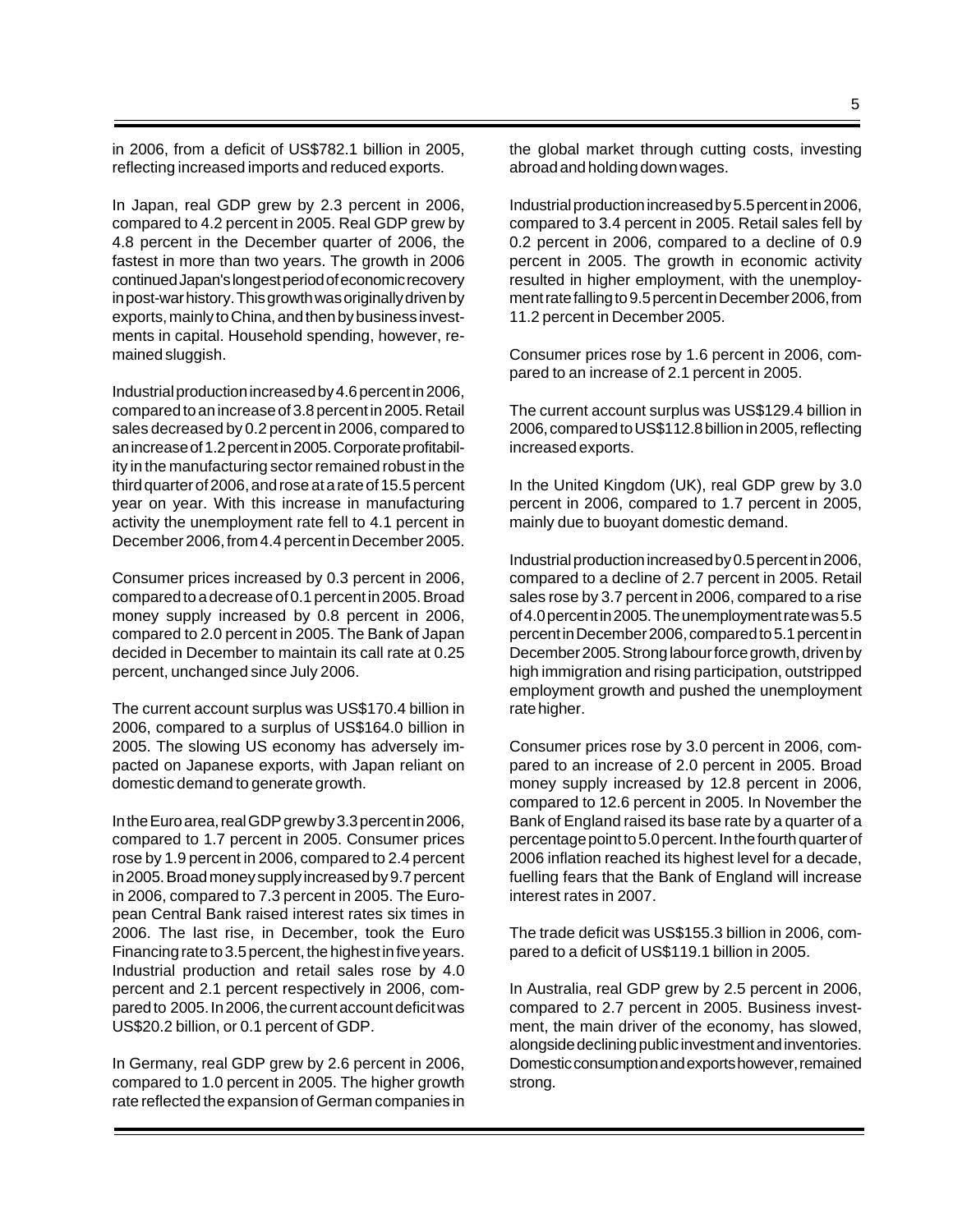in 2006, from a deficit of US$782.1 billion in 2005, reflecting increased imports and reduced exports.

In Japan, real GDP grew by 2.3 percent in 2006, compared to 4.2 percent in 2005. Real GDP grew by 4.8 percent in the December quarter of 2006, the fastest in more than two years. The growth in 2006 continued Japan's longest period of economic recovery in post-war history. This growth was originally driven by exports, mainly to China, and then by business investments in capital. Household spending, however, remained sluggish.

Industrial production increased by 4.6 percent in 2006, compared to an increase of 3.8 percent in 2005. Retail sales decreased by 0.2 percent in 2006, compared to an increase of 1.2 percent in 2005. Corporate profitability in the manufacturing sector remained robust in the third quarter of 2006, and rose at a rate of 15.5 percent year on year. With this increase in manufacturing activity the unemployment rate fell to 4.1 percent in December 2006, from 4.4 percent in December 2005.

Consumer prices increased by 0.3 percent in 2006, compared to a decrease of 0.1 percent in 2005. Broad money supply increased by 0.8 percent in 2006, compared to 2.0 percent in 2005. The Bank of Japan decided in December to maintain its call rate at 0.25 percent, unchanged since July 2006.

The current account surplus was US$170.4 billion in 2006, compared to a surplus of US$164.0 billion in 2005. The slowing US economy has adversely impacted on Japanese exports, with Japan reliant on domestic demand to generate growth.

In the Euro area, real GDP grew by 3.3 percent in 2006, compared to 1.7 percent in 2005. Consumer prices rose by 1.9 percent in 2006, compared to 2.4 percent in 2005. Broad money supply increased by 9.7 percent in 2006, compared to 7.3 percent in 2005. The European Central Bank raised interest rates six times in 2006. The last rise, in December, took the Euro Financing rate to 3.5 percent, the highest in five years. Industrial production and retail sales rose by 4.0 percent and 2.1 percent respectively in 2006, compared to 2005. In 2006, the current account deficit was US$20.2 billion, or 0.1 percent of GDP.

In Germany, real GDP grew by 2.6 percent in 2006, compared to 1.0 percent in 2005. The higher growth rate reflected the expansion of German companies in the global market through cutting costs, investing abroad and holding down wages.

Industrial production increased by 5.5 percent in 2006, compared to 3.4 percent in 2005. Retail sales fell by 0.2 percent in 2006, compared to a decline of 0.9 percent in 2005. The growth in economic activity resulted in higher employment, with the unemployment rate falling to 9.5 percent in December 2006, from 11.2 percent in December 2005.

Consumer prices rose by 1.6 percent in 2006, compared to an increase of 2.1 percent in 2005.

The current account surplus was US$129.4 billion in 2006, compared to US$112.8 billion in 2005, reflecting increased exports.

In the United Kingdom (UK), real GDP grew by 3.0 percent in 2006, compared to 1.7 percent in 2005, mainly due to buoyant domestic demand.

Industrial production increased by 0.5 percent in 2006, compared to a decline of 2.7 percent in 2005. Retail sales rose by 3.7 percent in 2006, compared to a rise of 4.0 percent in 2005. The unemployment rate was 5.5 percent in December 2006, compared to 5.1 percent in December 2005. Strong labour force growth, driven by high immigration and rising participation, outstripped employment growth and pushed the unemployment rate higher.

Consumer prices rose by 3.0 percent in 2006, compared to an increase of 2.0 percent in 2005. Broad money supply increased by 12.8 percent in 2006, compared to 12.6 percent in 2005. In November the Bank of England raised its base rate by a quarter of a percentage point to 5.0 percent. In the fourth quarter of 2006 inflation reached its highest level for a decade, fuelling fears that the Bank of England will increase interest rates in 2007.

The trade deficit was US$155.3 billion in 2006, compared to a deficit of US$119.1 billion in 2005.

In Australia, real GDP grew by 2.5 percent in 2006, compared to 2.7 percent in 2005. Business investment, the main driver of the economy, has slowed, alongside declining public investment and inventories. Domestic consumption and exports however, remained strong.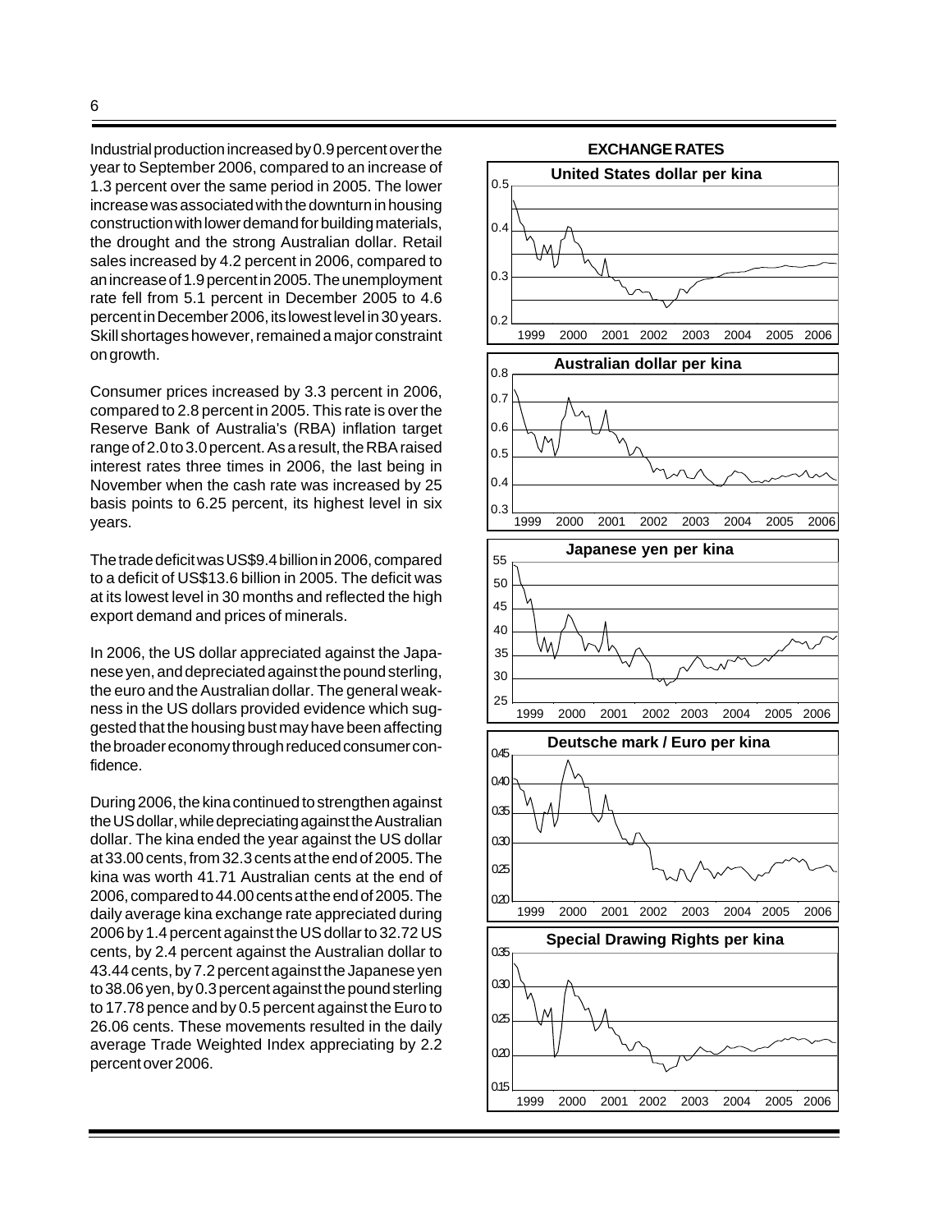Industrial production increased by 0.9 percent over the year to September 2006, compared to an increase of 1.3 percent over the same period in 2005. The lower increase was associated with the downturn in housing construction with lower demand for building materials, the drought and the strong Australian dollar. Retail sales increased by 4.2 percent in 2006, compared to an increase of 1.9 percent in 2005. The unemployment rate fell from 5.1 percent in December 2005 to 4.6 percent in December 2006, its lowest level in 30 years. Skill shortages however, remained a major constraint on growth.

Consumer prices increased by 3.3 percent in 2006, compared to 2.8 percent in 2005. This rate is over the Reserve Bank of Australia's (RBA) inflation target range of 2.0 to 3.0 percent. As a result, the RBA raised interest rates three times in 2006, the last being in November when the cash rate was increased by 25 basis points to 6.25 percent, its highest level in six years.

The trade deficit was US$9.4 billion in 2006, compared to a deficit of US$13.6 billion in 2005. The deficit was at its lowest level in 30 months and reflected the high export demand and prices of minerals.

In 2006, the US dollar appreciated against the Japanese yen, and depreciated against the pound sterling, the euro and the Australian dollar. The general weakness in the US dollars provided evidence which suggested that the housing bust may have been affecting the broader economy through reduced consumer confidence.

During 2006, the kina continued to strengthen against the US dollar, while depreciating against the Australian dollar. The kina ended the year against the US dollar at 33.00 cents, from 32.3 cents at the end of 2005. The kina was worth 41.71 Australian cents at the end of 2006, compared to 44.00 cents at the end of 2005. The daily average kina exchange rate appreciated during 2006 by 1.4 percent against the US dollar to 32.72 US cents, by 2.4 percent against the Australian dollar to 43.44 cents, by 7.2 percent against the Japanese yen to 38.06 yen, by 0.3 percent against the pound sterling to 17.78 pence and by 0.5 percent against the Euro to 26.06 cents. These movements resulted in the daily average Trade Weighted Index appreciating by 2.2 percent over 2006.

**EXCHANGE RATES**

United States dollar per kina

Australian dollar per kina

Japanese yen per kina

Deutsche mark / Euro per kina

Special Drawing Rights per kina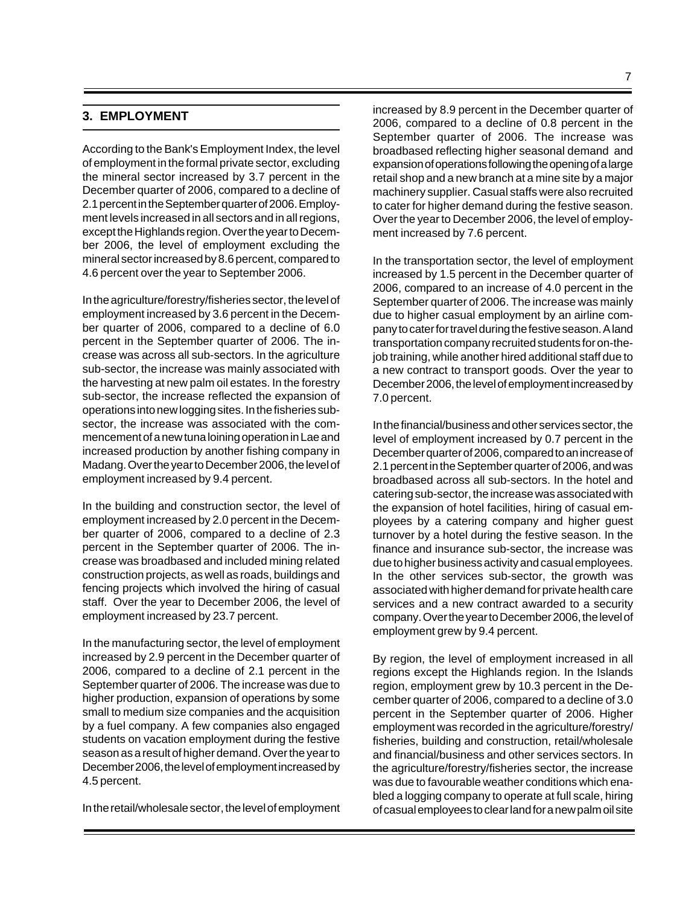## 3. EMPLOYMENT

According to the Bank's Employment Index, the level of employment in the formal private sector, excluding the mineral sector increased by 3.7 percent in the December quarter of 2006, compared to a decline of 2.1 percent in the September quarter of 2006. Employment levels increased in all sectors and in all regions, except the Highlands region. Over the year to December 2006, the level of employment excluding the mineral sector increased by 8.6 percent, compared to 4.6 percent over the year to September 2006.

In the agriculture/forestry/fisheries sector, the level of employment increased by 3.6 percent in the December quarter of 2006, compared to a decline of 6.0 percent in the September quarter of 2006. The increase was across all sub-sectors. In the agriculture sub-sector, the increase was mainly associated with the harvesting at new palm oil estates. In the forestry sub-sector, the increase reflected the expansion of operations into new logging sites. In the fisheries sub-sector, the increase was associated with the commencement of a new tuna loining operation in Lae and increased production by another fishing company in Madang. Over the year to December 2006, the level of employment increased by 9.4 percent.

In the building and construction sector, the level of employment increased by 2.0 percent in the December quarter of 2006, compared to a decline of 2.3 percent in the September quarter of 2006. The increase was broadbased and included mining related construction projects, as well as roads, buildings and fencing projects which involved the hiring of casual staff. Over the year to December 2006, the level of employment increased by 23.7 percent.

In the manufacturing sector, the level of employment increased by 2.9 percent in the December quarter of 2006, compared to a decline of 2.1 percent in the September quarter of 2006. The increase was due to higher production, expansion of operations by some small to medium size companies and the acquisition by a fuel company. A few companies also engaged students on vacation employment during the festive season as a result of higher demand. Over the year to December 2006, the level of employment increased by 4.5 percent.

In the retail/wholesale sector, the level of employment increased by 8.9 percent in the December quarter of 2006, compared to a decline of 0.8 percent in the September quarter of 2006. The increase was broadbased reflecting higher seasonal demand and expansion of operations following the opening of a large retail shop and a new branch at a mine site by a major machinery supplier. Casual staffs were also recruited to cater for higher demand during the festive season. Over the year to December 2006, the level of employment increased by 7.6 percent.

In the transportation sector, the level of employment increased by 1.5 percent in the December quarter of 2006, compared to an increase of 4.0 percent in the September quarter of 2006. The increase was mainly due to higher casual employment by an airline company to cater for travel during the festive season. A land transportation company recruited students for on-the-job training, while another hired additional staff due to a new contract to transport goods. Over the year to December 2006, the level of employment increased by 7.0 percent.

In the financial/business and other services sector, the level of employment increased by 0.7 percent in the December quarter of 2006, compared to an increase of 2.1 percent in the September quarter of 2006, and was broadbased across all sub-sectors. In the hotel and catering sub-sector, the increase was associated with the expansion of hotel facilities, hiring of casual employees by a catering company and higher guest turnover by a hotel during the festive season. In the finance and insurance sub-sector, the increase was due to higher business activity and casual employees. In the other services sub-sector, the growth was associated with higher demand for private health care services and a new contract awarded to a security company. Over the year to December 2006, the level of employment grew by 9.4 percent.

By region, the level of employment increased in all regions except the Highlands region. In the Islands region, employment grew by 10.3 percent in the December quarter of 2006, compared to a decline of 3.0 percent in the September quarter of 2006. Higher employment was recorded in the agriculture/forestry/fisheries, building and construction, retail/wholesale and financial/business and other services sectors. In the agriculture/forestry/fisheries sector, the increase was due to favourable weather conditions which enabled a logging company to operate at full scale, hiring of casual employees to clear land for a new palm oil site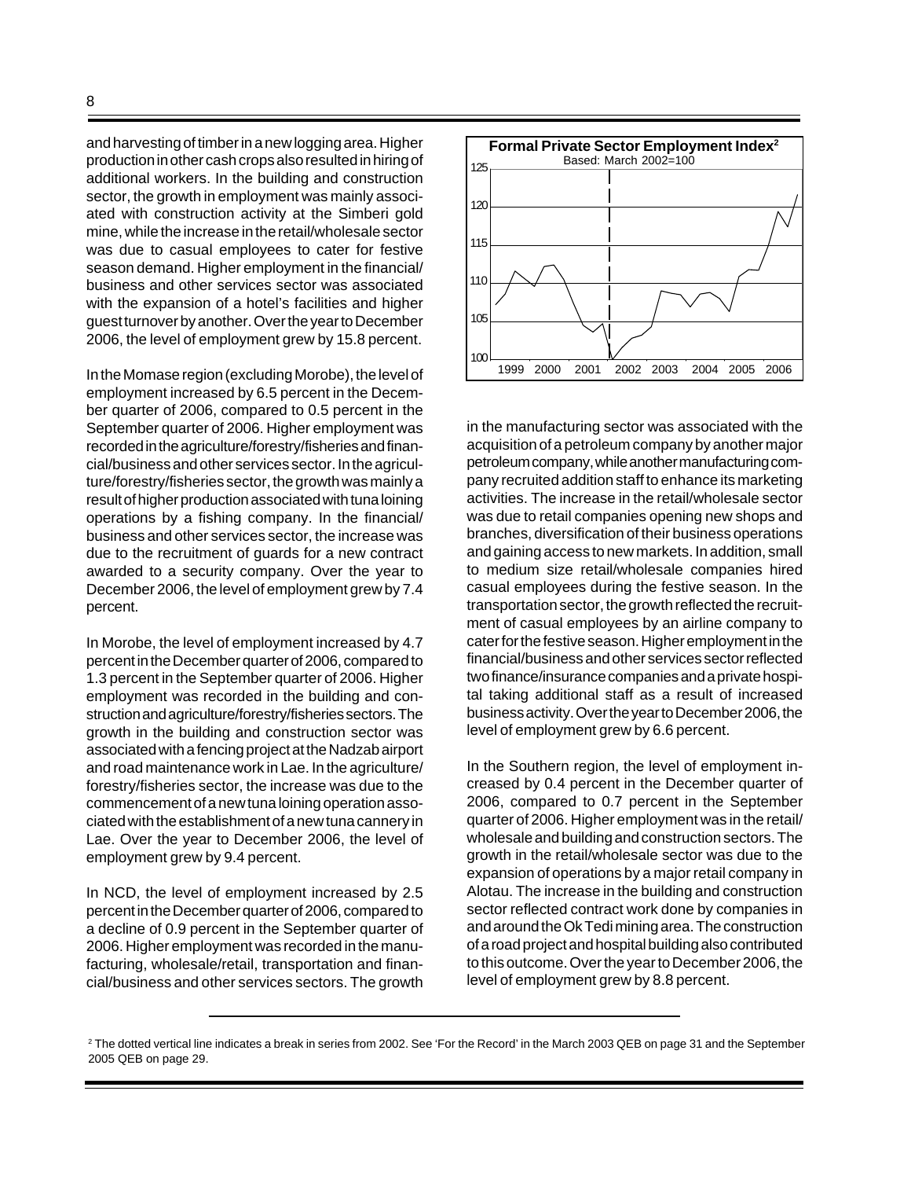and harvesting of timber in a new logging area. Higher production in other cash crops also resulted in hiring of additional workers. In the building and construction sector, the growth in employment was mainly associated with construction activity at the Simberi gold mine, while the increase in the retail/wholesale sector was due to casual employees to cater for festive season demand. Higher employment in the financial/business and other services sector was associated with the expansion of a hotel's facilities and higher guest turnover by another. Over the year to December 2006, the level of employment grew by 15.8 percent.

In the Momase region (excluding Morobe), the level of employment increased by 6.5 percent in the December quarter of 2006, compared to 0.5 percent in the September quarter of 2006. Higher employment was recorded in the agriculture/forestry/fisheries and financial/business and other services sector. In the agriculture/forestry/fisheries sector, the growth was mainly a result of higher production associated with tuna loining operations by a fishing company. In the financial/business and other services sector, the increase was due to the recruitment of guards for a new contract awarded to a security company. Over the year to December 2006, the level of employment grew by 7.4 percent.

In Morobe, the level of employment increased by 4.7 percent in the December quarter of 2006, compared to 1.3 percent in the September quarter of 2006. Higher employment was recorded in the building and construction and agriculture/forestry/fisheries sectors. The growth in the building and construction sector was associated with a fencing project at the Nadzab airport and road maintenance work in Lae. In the agriculture/forestry/fisheries sector, the increase was due to the commencement of a new tuna loining operation associated with the establishment of a new tuna cannery in Lae. Over the year to December 2006, the level of employment grew by 9.4 percent.

In NCD, the level of employment increased by 2.5 percent in the December quarter of 2006, compared to a decline of 0.9 percent in the September quarter of 2006. Higher employment was recorded in the manufacturing, wholesale/retail, transportation and financial/business and other services sectors. The growth

**Formal Private Sector Employment Index**[2]

Based: March 2002=100

in the manufacturing sector was associated with the acquisition of a petroleum company by another major petroleum company, while another manufacturing company recruited addition staff to enhance its marketing activities. The increase in the retail/wholesale sector was due to retail companies opening new shops and branches, diversification of their business operations and gaining access to new markets. In addition, small to medium size retail/wholesale companies hired casual employees during the festive season. In the transportation sector, the growth reflected the recruitment of casual employees by an airline company to cater for the festive season. Higher employment in the financial/business and other services sector reflected two finance/insurance companies and a private hospital taking additional staff as a result of increased business activity. Over the year to December 2006, the level of employment grew by 6.6 percent.

In the Southern region, the level of employment increased by 0.4 percent in the December quarter of 2006, compared to 0.7 percent in the September quarter of 2006. Higher employment was in the retail/wholesale and building and construction sectors. The growth in the retail/wholesale sector was due to the expansion of operations by a major retail company in Alotau. The increase in the building and construction sector reflected contract work done by companies in and around the Ok Tedi mining area. The construction of a road project and hospital building also contributed to this outcome. Over the year to December 2006, the level of employment grew by 8.8 percent.

[2] The dotted vertical line indicates a break in series from 2002. See 'For the Record' in the March 2003 QEB on page 31 and the September 2005 QEB on page 29.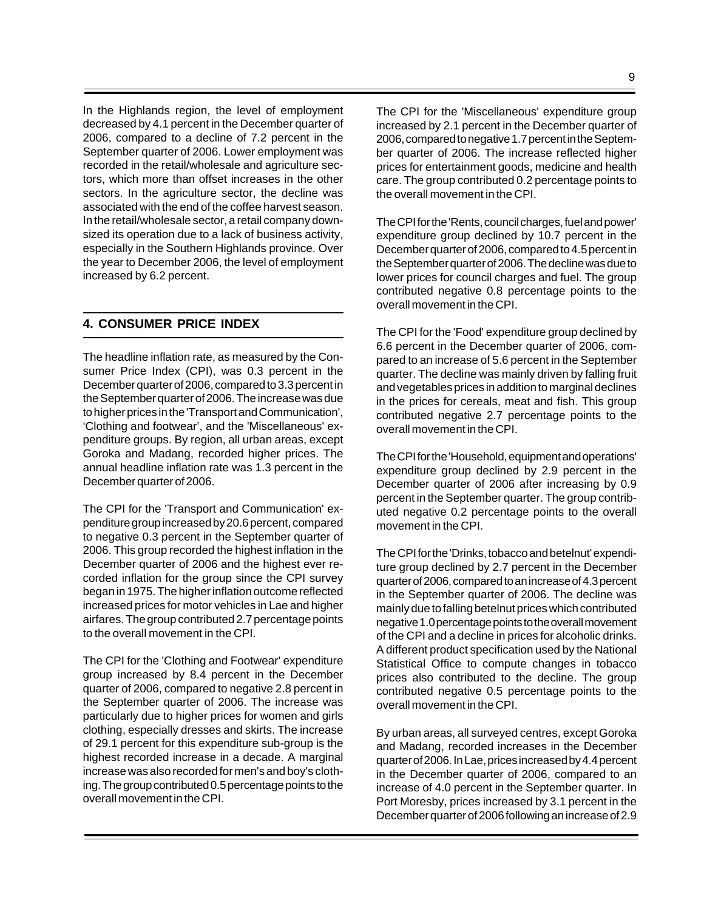In the Highlands region, the level of employment decreased by 4.1 percent in the December quarter of 2006, compared to a decline of 7.2 percent in the September quarter of 2006. Lower employment was recorded in the retail/wholesale and agriculture sectors, which more than offset increases in the other sectors. In the agriculture sector, the decline was associated with the end of the coffee harvest season. In the retail/wholesale sector, a retail company downsized its operation due to a lack of business activity, especially in the Southern Highlands province. Over the year to December 2006, the level of employment increased by 6.2 percent.

## 4. CONSUMER PRICE INDEX

The headline inflation rate, as measured by the Consumer Price Index (CPI), was 0.3 percent in the December quarter of 2006, compared to 3.3 percent in the September quarter of 2006. The increase was due to higher prices in the 'Transport and Communication', 'Clothing and footwear', and the 'Miscellaneous' expenditure groups. By region, all urban areas, except Goroka and Madang, recorded higher prices. The annual headline inflation rate was 1.3 percent in the December quarter of 2006.

The CPI for the 'Transport and Communication' expenditure group increased by 20.6 percent, compared to negative 0.3 percent in the September quarter of 2006. This group recorded the highest inflation in the December quarter of 2006 and the highest ever recorded inflation for the group since the CPI survey began in 1975. The higher inflation outcome reflected increased prices for motor vehicles in Lae and higher airfares. The group contributed 2.7 percentage points to the overall movement in the CPI.

The CPI for the 'Clothing and Footwear' expenditure group increased by 8.4 percent in the December quarter of 2006, compared to negative 2.8 percent in the September quarter of 2006. The increase was particularly due to higher prices for women and girls clothing, especially dresses and skirts. The increase of 29.1 percent for this expenditure sub-group is the highest recorded increase in a decade. A marginal increase was also recorded for men's and boy's clothing. The group contributed 0.5 percentage points to the overall movement in the CPI.

The CPI for the 'Miscellaneous' expenditure group increased by 2.1 percent in the December quarter of 2006, compared to negative 1.7 percent in the September quarter of 2006. The increase reflected higher prices for entertainment goods, medicine and health care. The group contributed 0.2 percentage points to the overall movement in the CPI.

The CPI for the 'Rents, council charges, fuel and power' expenditure group declined by 10.7 percent in the December quarter of 2006, compared to 4.5 percent in the September quarter of 2006. The decline was due to lower prices for council charges and fuel. The group contributed negative 0.8 percentage points to the overall movement in the CPI.

The CPI for the 'Food' expenditure group declined by 6.6 percent in the December quarter of 2006, compared to an increase of 5.6 percent in the September quarter. The decline was mainly driven by falling fruit and vegetables prices in addition to marginal declines in the prices for cereals, meat and fish. This group contributed negative 2.7 percentage points to the overall movement in the CPI.

The CPI for the 'Household, equipment and operations' expenditure group declined by 2.9 percent in the December quarter of 2006 after increasing by 0.9 percent in the September quarter. The group contributed negative 0.2 percentage points to the overall movement in the CPI.

The CPI for the 'Drinks, tobacco and betelnut' expenditure group declined by 2.7 percent in the December quarter of 2006, compared to an increase of 4.3 percent in the September quarter of 2006. The decline was mainly due to falling betelnut prices which contributed negative 1.0 percentage points to the overall movement of the CPI and a decline in prices for alcoholic drinks. A different product specification used by the National Statistical Office to compute changes in tobacco prices also contributed to the decline. The group contributed negative 0.5 percentage points to the overall movement in the CPI.

By urban areas, all surveyed centres, except Goroka and Madang, recorded increases in the December quarter of 2006. In Lae, prices increased by 4.4 percent in the December quarter of 2006, compared to an increase of 4.0 percent in the September quarter. In Port Moresby, prices increased by 3.1 percent in the December quarter of 2006 following an increase of 2.9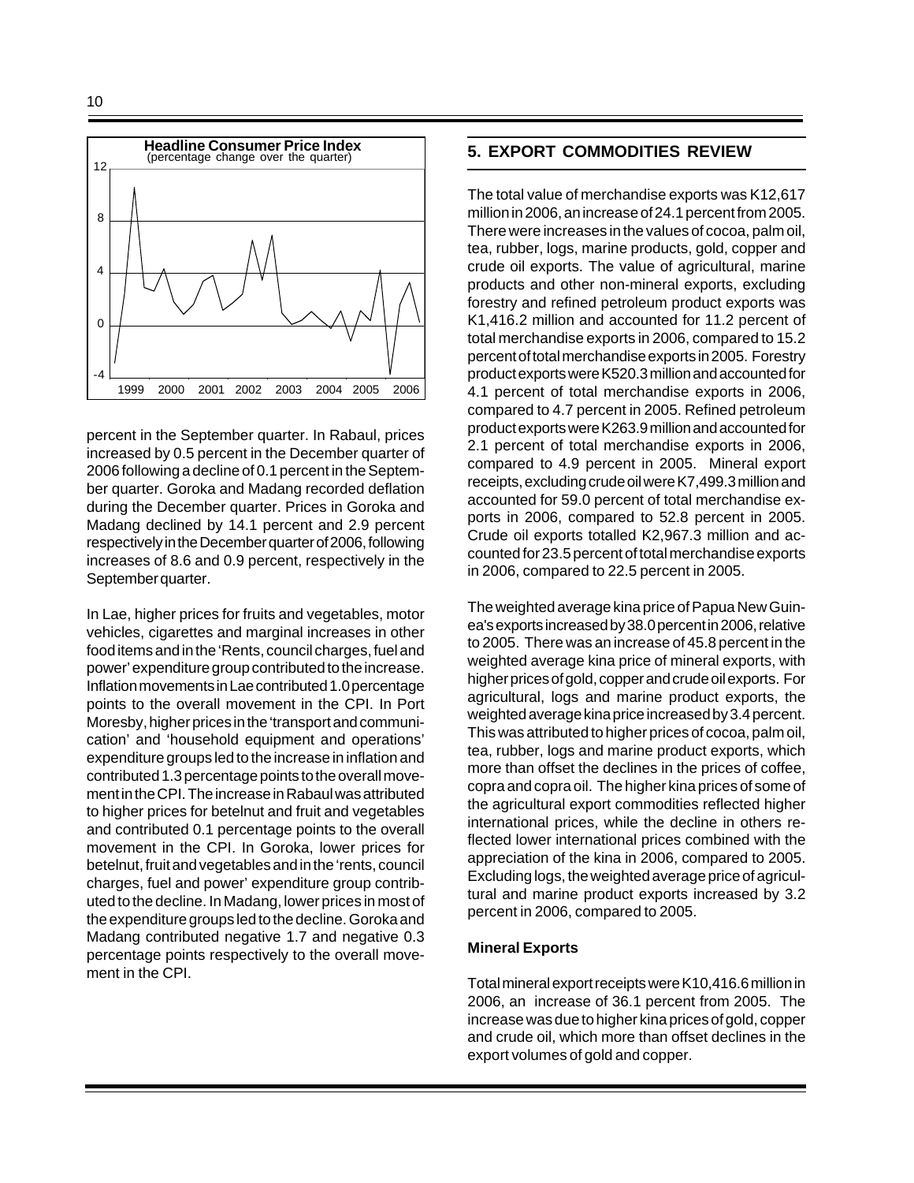**Headline Consumer Price Index**
(percentage change over the quarter)

percent in the September quarter. In Rabaul, prices increased by 0.5 percent in the December quarter of 2006 following a decline of 0.1 percent in the September quarter. Goroka and Madang recorded deflation during the December quarter. Prices in Goroka and Madang declined by 14.1 percent and 2.9 percent respectively in the December quarter of 2006, following increases of 8.6 and 0.9 percent, respectively in the September quarter.

In Lae, higher prices for fruits and vegetables, motor vehicles, cigarettes and marginal increases in other food items and in the 'Rents, council charges, fuel and power' expenditure group contributed to the increase. Inflation movements in Lae contributed 1.0 percentage points to the overall movement in the CPI. In Port Moresby, higher prices in the 'transport and communication' and 'household equipment and operations' expenditure groups led to the increase in inflation and contributed 1.3 percentage points to the overall movement in the CPI. The increase in Rabaul was attributed to higher prices for betelnut and fruit and vegetables and contributed 0.1 percentage points to the overall movement in the CPI. In Goroka, lower prices for betelnut, fruit and vegetables and in the 'rents, council charges, fuel and power' expenditure group contributed to the decline. In Madang, lower prices in most of the expenditure groups led to the decline. Goroka and Madang contributed negative 1.7 and negative 0.3 percentage points respectively to the overall movement in the CPI.

## 5. EXPORT COMMODITIES REVIEW

The total value of merchandise exports was K12,617 million in 2006, an increase of 24.1 percent from 2005. There were increases in the values of cocoa, palm oil, tea, rubber, logs, marine products, gold, copper and crude oil exports. The value of agricultural, marine products and other non-mineral exports, excluding forestry and refined petroleum product exports was K1,416.2 million and accounted for 11.2 percent of total merchandise exports in 2006, compared to 15.2 percent of total merchandise exports in 2005. Forestry product exports were K520.3 million and accounted for 4.1 percent of total merchandise exports in 2006, compared to 4.7 percent in 2005. Refined petroleum product exports were K263.9 million and accounted for 2.1 percent of total merchandise exports in 2006, compared to 4.9 percent in 2005. Mineral export receipts, excluding crude oil were K7,499.3 million and accounted for 59.0 percent of total merchandise exports in 2006, compared to 52.8 percent in 2005. Crude oil exports totalled K2,967.3 million and accounted for 23.5 percent of total merchandise exports in 2006, compared to 22.5 percent in 2005.

The weighted average kina price of Papua New Guinea's exports increased by 38.0 percent in 2006, relative to 2005. There was an increase of 45.8 percent in the weighted average kina price of mineral exports, with higher prices of gold, copper and crude oil exports. For agricultural, logs and marine product exports, the weighted average kina price increased by 3.4 percent. This was attributed to higher prices of cocoa, palm oil, tea, rubber, logs and marine product exports, which more than offset the declines in the prices of coffee, copra and copra oil. The higher kina prices of some of the agricultural export commodities reflected higher international prices, while the decline in others reflected lower international prices combined with the appreciation of the kina in 2006, compared to 2005. Excluding logs, the weighted average price of agricultural and marine product exports increased by 3.2 percent in 2006, compared to 2005.

### Mineral Exports

Total mineral export receipts were K10,416.6 million in 2006, an increase of 36.1 percent from 2005. The increase was due to higher kina prices of gold, copper and crude oil, which more than offset declines in the export volumes of gold and copper.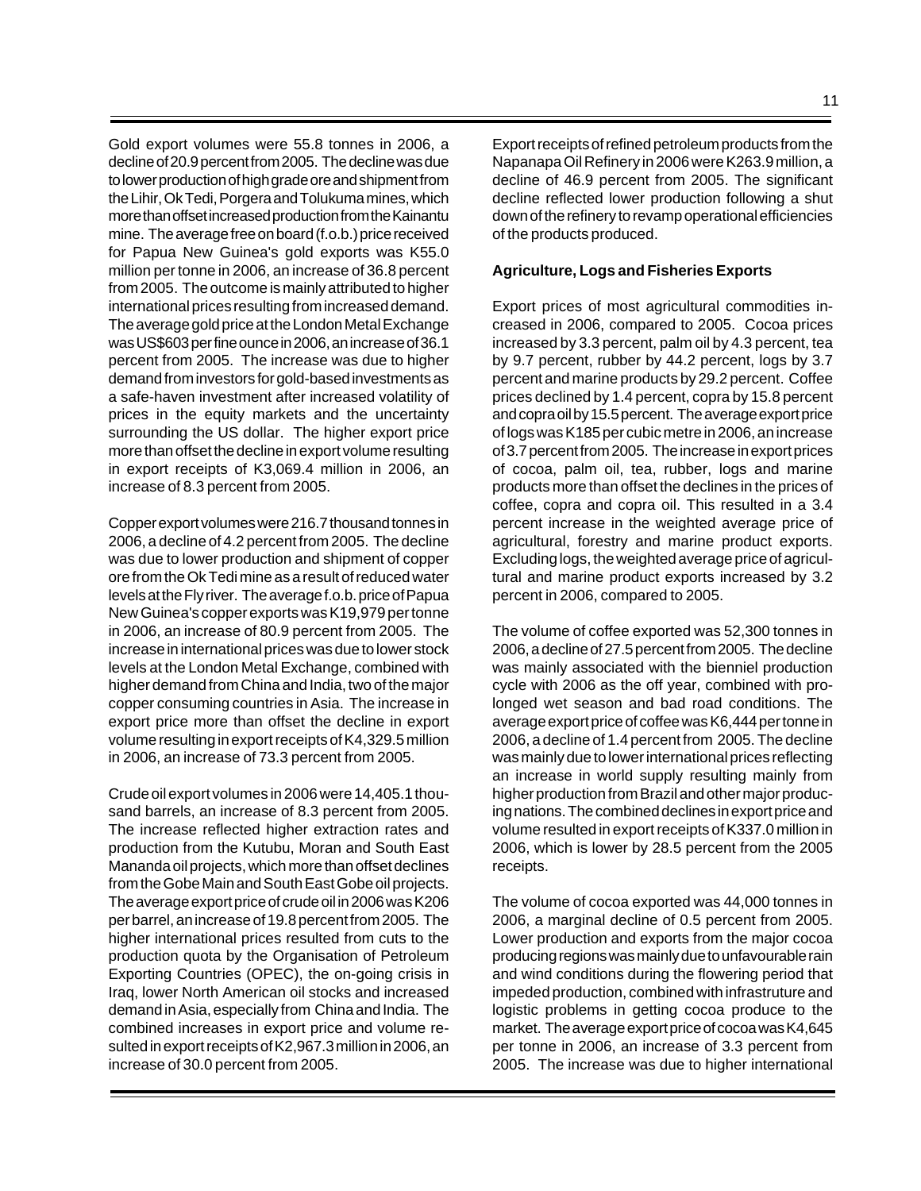Gold export volumes were 55.8 tonnes in 2006, a decline of 20.9 percent from 2005. The decline was due to lower production of high grade ore and shipment from the Lihir, Ok Tedi, Porgera and Tolukuma mines, which more than offset increased production from the Kainantu mine. The average free on board (f.o.b.) price received for Papua New Guinea's gold exports was K55.0 million per tonne in 2006, an increase of 36.8 percent from 2005. The outcome is mainly attributed to higher international prices resulting from increased demand. The average gold price at the London Metal Exchange was US$603 per fine ounce in 2006, an increase of 36.1 percent from 2005. The increase was due to higher demand from investors for gold-based investments as a safe-haven investment after increased volatility of prices in the equity markets and the uncertainty surrounding the US dollar. The higher export price more than offset the decline in export volume resulting in export receipts of K3,069.4 million in 2006, an increase of 8.3 percent from 2005.

Copper export volumes were 216.7 thousand tonnes in 2006, a decline of 4.2 percent from 2005. The decline was due to lower production and shipment of copper ore from the Ok Tedi mine as a result of reduced water levels at the Fly river. The average f.o.b. price of Papua New Guinea's copper exports was K19,979 per tonne in 2006, an increase of 80.9 percent from 2005. The increase in international prices was due to lower stock levels at the London Metal Exchange, combined with higher demand from China and India, two of the major copper consuming countries in Asia. The increase in export price more than offset the decline in export volume resulting in export receipts of K4,329.5 million in 2006, an increase of 73.3 percent from 2005.

Crude oil export volumes in 2006 were 14,405.1 thousand barrels, an increase of 8.3 percent from 2005. The increase reflected higher extraction rates and production from the Kutubu, Moran and South East Mananda oil projects, which more than offset declines from the Gobe Main and South East Gobe oil projects. The average export price of crude oil in 2006 was K206 per barrel, an increase of 19.8 percent from 2005. The higher international prices resulted from cuts to the production quota by the Organisation of Petroleum Exporting Countries (OPEC), the on-going crisis in Iraq, lower North American oil stocks and increased demand in Asia, especially from China and India. The combined increases in export price and volume resulted in export receipts of K2,967.3 million in 2006, an increase of 30.0 percent from 2005.

Export receipts of refined petroleum products from the Napanapa Oil Refinery in 2006 were K263.9 million, a decline of 46.9 percent from 2005. The significant decline reflected lower production following a shut down of the refinery to revamp operational efficiencies of the products produced.

**Agriculture, Logs and Fisheries Exports**

Export prices of most agricultural commodities increased in 2006, compared to 2005. Cocoa prices increased by 3.3 percent, palm oil by 4.3 percent, tea by 9.7 percent, rubber by 44.2 percent, logs by 3.7 percent and marine products by 29.2 percent. Coffee prices declined by 1.4 percent, copra by 15.8 percent and copra oil by 15.5 percent. The average export price of logs was K185 per cubic metre in 2006, an increase of 3.7 percent from 2005. The increase in export prices of cocoa, palm oil, tea, rubber, logs and marine products more than offset the declines in the prices of coffee, copra and copra oil. This resulted in a 3.4 percent increase in the weighted average price of agricultural, forestry and marine product exports. Excluding logs, the weighted average price of agricultural and marine product exports increased by 3.2 percent in 2006, compared to 2005.

The volume of coffee exported was 52,300 tonnes in 2006, a decline of 27.5 percent from 2005. The decline was mainly associated with the bienniel production cycle with 2006 as the off year, combined with prolonged wet season and bad road conditions. The average export price of coffee was K6,444 per tonne in 2006, a decline of 1.4 percent from 2005. The decline was mainly due to lower international prices reflecting an increase in world supply resulting mainly from higher production from Brazil and other major producing nations. The combined declines in export price and volume resulted in export receipts of K337.0 million in 2006, which is lower by 28.5 percent from the 2005 receipts.

The volume of cocoa exported was 44,000 tonnes in 2006, a marginal decline of 0.5 percent from 2005. Lower production and exports from the major cocoa producing regions was mainly due to unfavourable rain and wind conditions during the flowering period that impeded production, combined with infrastruture and logistic problems in getting cocoa produce to the market. The average export price of cocoa was K4,645 per tonne in 2006, an increase of 3.3 percent from 2005. The increase was due to higher international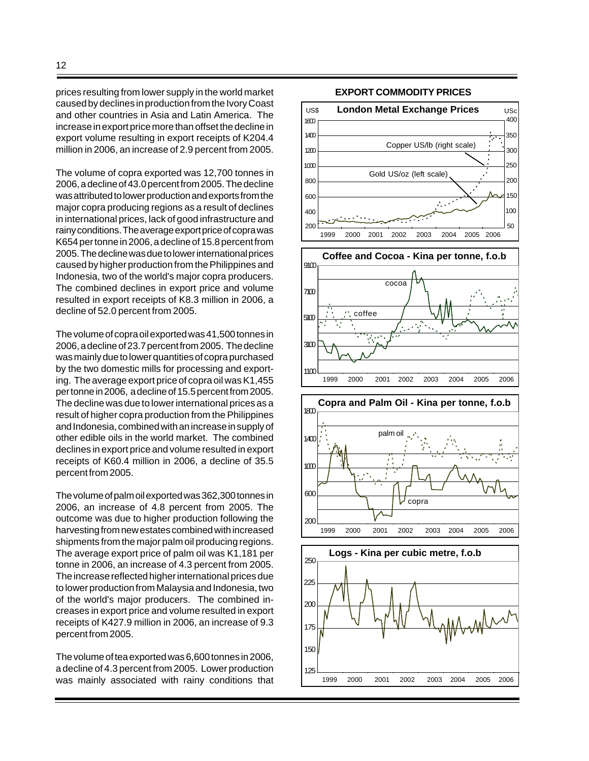prices resulting from lower supply in the world market caused by declines in production from the Ivory Coast and other countries in Asia and Latin America. The increase in export price more than offset the decline in export volume resulting in export receipts of K204.4 million in 2006, an increase of 2.9 percent from 2005.

The volume of copra exported was 12,700 tonnes in 2006, a decline of 43.0 percent from 2005. The decline was attributed to lower production and exports from the major copra producing regions as a result of declines in international prices, lack of good infrastructure and rainy conditions. The average export price of copra was K654 per tonne in 2006, a decline of 15.8 percent from 2005. The decline was due to lower international prices caused by higher production from the Philippines and Indonesia, two of the world's major copra producers. The combined declines in export price and volume resulted in export receipts of K8.3 million in 2006, a decline of 52.0 percent from 2005.

The volume of copra oil exported was 41,500 tonnes in 2006, a decline of 23.7 percent from 2005. The decline was mainly due to lower quantities of copra purchased by the two domestic mills for processing and exporting. The average export price of copra oil was K1,455 per tonne in 2006, a decline of 15.5 percent from 2005. The decline was due to lower international prices as a result of higher copra production from the Philippines and Indonesia, combined with an increase in supply of other edible oils in the world market. The combined declines in export price and volume resulted in export receipts of K60.4 million in 2006, a decline of 35.5 percent from 2005.

The volume of palm oil exported was 362,300 tonnes in 2006, an increase of 4.8 percent from 2005. The outcome was due to higher production following the harvesting from new estates combined with increased shipments from the major palm oil producing regions. The average export price of palm oil was K1,181 per tonne in 2006, an increase of 4.3 percent from 2005. The increase reflected higher international prices due to lower production from Malaysia and Indonesia, two of the world's major producers. The combined increases in export price and volume resulted in export receipts of K427.9 million in 2006, an increase of 9.3 percent from 2005.

The volume of tea exported was 6,600 tonnes in 2006, a decline of 4.3 percent from 2005. Lower production was mainly associated with rainy conditions that

**EXPORT COMMODITY PRICES**

**London Metal Exchange Prices**

**Coffee and Cocoa - Kina per tonne, f.o.b**

**Copra and Palm Oil - Kina per tonne, f.o.b**

**Logs - Kina per cubic metre, f.o.b**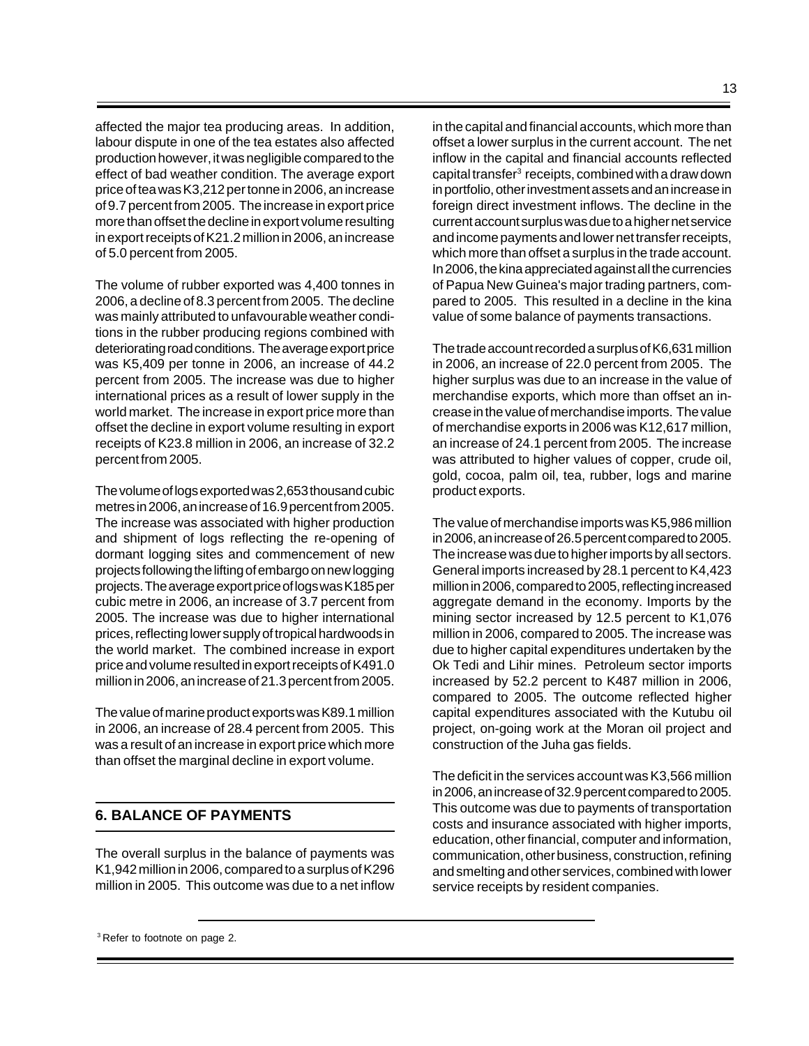affected the major tea producing areas. In addition, labour dispute in one of the tea estates also affected production however, it was negligible compared to the effect of bad weather condition. The average export price of tea was K3,212 per tonne in 2006, an increase of 9.7 percent from 2005. The increase in export price more than offset the decline in export volume resulting in export receipts of K21.2 million in 2006, an increase of 5.0 percent from 2005.

The volume of rubber exported was 4,400 tonnes in 2006, a decline of 8.3 percent from 2005. The decline was mainly attributed to unfavourable weather conditions in the rubber producing regions combined with deteriorating road conditions. The average export price was K5,409 per tonne in 2006, an increase of 44.2 percent from 2005. The increase was due to higher international prices as a result of lower supply in the world market. The increase in export price more than offset the decline in export volume resulting in export receipts of K23.8 million in 2006, an increase of 32.2 percent from 2005.

The volume of logs exported was 2,653 thousand cubic metres in 2006, an increase of 16.9 percent from 2005. The increase was associated with higher production and shipment of logs reflecting the re-opening of dormant logging sites and commencement of new projects following the lifting of embargo on new logging projects. The average export price of logs was K185 per cubic metre in 2006, an increase of 3.7 percent from 2005. The increase was due to higher international prices, reflecting lower supply of tropical hardwoods in the world market. The combined increase in export price and volume resulted in export receipts of K491.0 million in 2006, an increase of 21.3 percent from 2005.

The value of marine product exports was K89.1 million in 2006, an increase of 28.4 percent from 2005. This was a result of an increase in export price which more than offset the marginal decline in export volume.

## 6. BALANCE OF PAYMENTS

The overall surplus in the balance of payments was K1,942 million in 2006, compared to a surplus of K296 million in 2005. This outcome was due to a net inflow in the capital and financial accounts, which more than offset a lower surplus in the current account. The net inflow in the capital and financial accounts reflected capital transfer[3] receipts, combined with a draw down in portfolio, other investment assets and an increase in foreign direct investment inflows. The decline in the current account surplus was due to a higher net service and income payments and lower net transfer receipts, which more than offset a surplus in the trade account. In 2006, the kina appreciated against all the currencies of Papua New Guinea's major trading partners, compared to 2005. This resulted in a decline in the kina value of some balance of payments transactions.

The trade account recorded a surplus of K6,631 million in 2006, an increase of 22.0 percent from 2005. The higher surplus was due to an increase in the value of merchandise exports, which more than offset an increase in the value of merchandise imports. The value of merchandise exports in 2006 was K12,617 million, an increase of 24.1 percent from 2005. The increase was attributed to higher values of copper, crude oil, gold, cocoa, palm oil, tea, rubber, logs and marine product exports.

The value of merchandise imports was K5,986 million in 2006, an increase of 26.5 percent compared to 2005. The increase was due to higher imports by all sectors. General imports increased by 28.1 percent to K4,423 million in 2006, compared to 2005, reflecting increased aggregate demand in the economy. Imports by the mining sector increased by 12.5 percent to K1,076 million in 2006, compared to 2005. The increase was due to higher capital expenditures undertaken by the Ok Tedi and Lihir mines. Petroleum sector imports increased by 52.2 percent to K487 million in 2006, compared to 2005. The outcome reflected higher capital expenditures associated with the Kutubu oil project, on-going work at the Moran oil project and construction of the Juha gas fields.

The deficit in the services account was K3,566 million in 2006, an increase of 32.9 percent compared to 2005. This outcome was due to payments of transportation costs and insurance associated with higher imports, education, other financial, computer and information, communication, other business, construction, refining and smelting and other services, combined with lower service receipts by resident companies.

[3] Refer to footnote on page 2.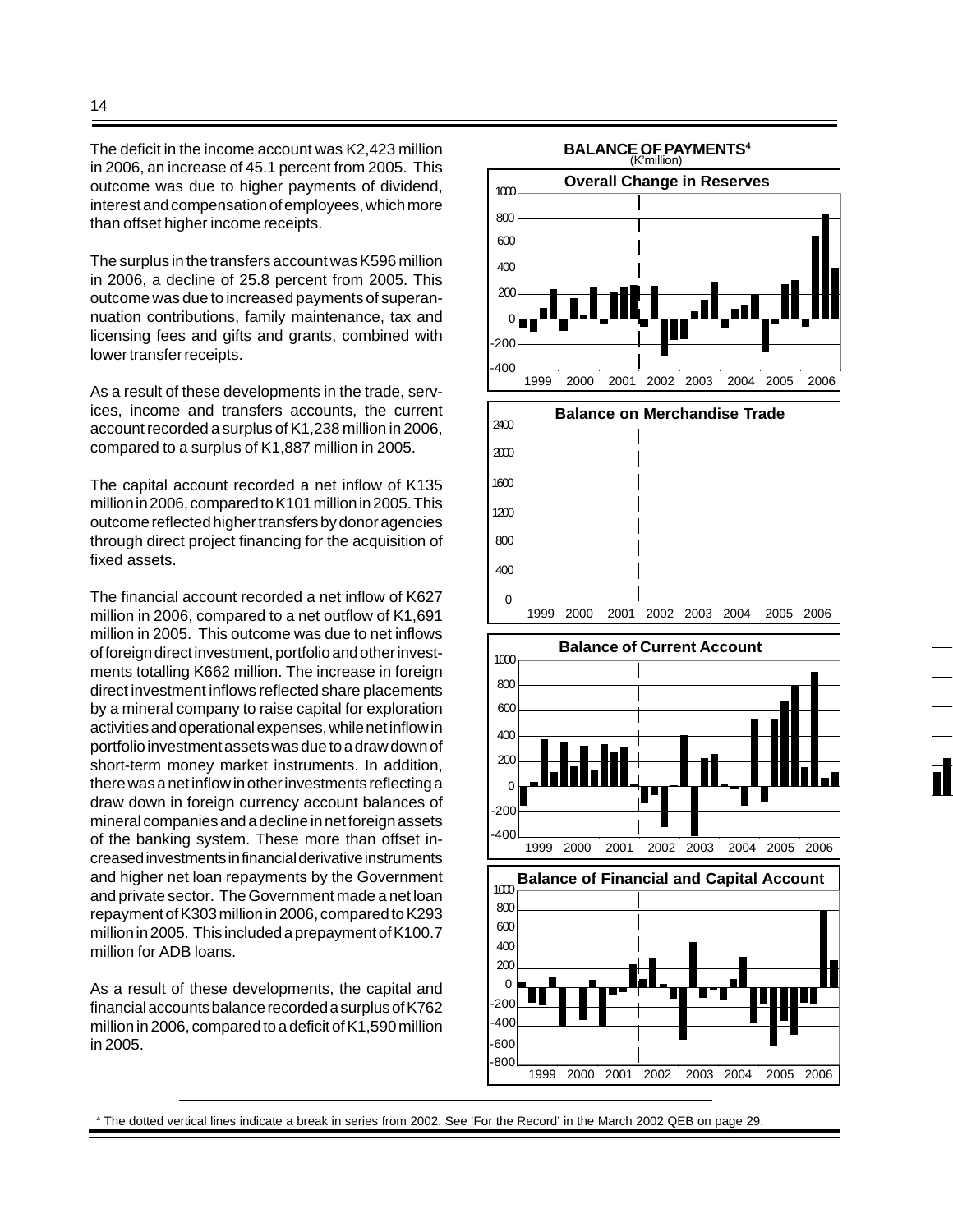The deficit in the income account was K2,423 million in 2006, an increase of 45.1 percent from 2005. This outcome was due to higher payments of dividend, interest and compensation of employees, which more than offset higher income receipts.

The surplus in the transfers account was K596 million in 2006, a decline of 25.8 percent from 2005. This outcome was due to increased payments of superannuation contributions, family maintenance, tax and licensing fees and gifts and grants, combined with lower transfer receipts.

As a result of these developments in the trade, services, income and transfers accounts, the current account recorded a surplus of K1,238 million in 2006, compared to a surplus of K1,887 million in 2005.

The capital account recorded a net inflow of K135 million in 2006, compared to K101 million in 2005. This outcome reflected higher transfers by donor agencies through direct project financing for the acquisition of fixed assets.

The financial account recorded a net inflow of K627 million in 2006, compared to a net outflow of K1,691 million in 2005. This outcome was due to net inflows of foreign direct investment, portfolio and other investments totalling K662 million. The increase in foreign direct investment inflows reflected share placements by a mineral company to raise capital for exploration activities and operational expenses, while net inflow in portfolio investment assets was due to a draw down of short-term money market instruments. In addition, there was a net inflow in other investments reflecting a draw down in foreign currency account balances of mineral companies and a decline in net foreign assets of the banking system. These more than offset increased investments in financial derivative instruments and higher net loan repayments by the Government and private sector. The Government made a net loan repayment of K303 million in 2006, compared to K293 million in 2005. This included a prepayment of K100.7 million for ADB loans.

As a result of these developments, the capital and financial accounts balance recorded a surplus of K762 million in 2006, compared to a deficit of K1,590 million in 2005.

**BALANCE OF PAYMENTS[4]**
(K'million)

Overall Change in Reserves

Balance on Merchandise Trade

Balance of Current Account

Balance of Financial and Capital Account

[4] The dotted vertical lines indicate a break in series from 2002. See 'For the Record' in the March 2002 QEB on page 29.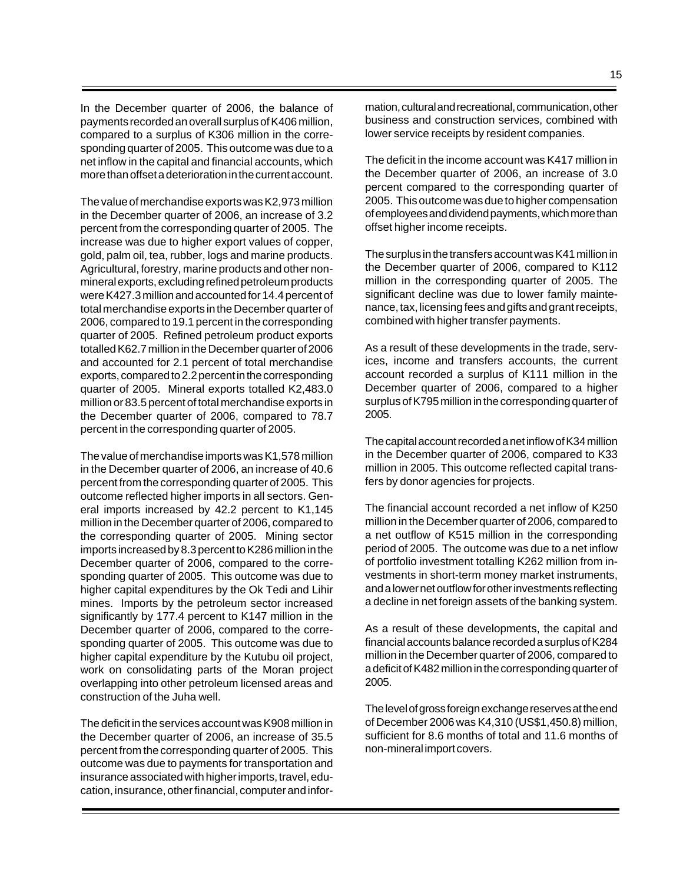In the December quarter of 2006, the balance of payments recorded an overall surplus of K406 million, compared to a surplus of K306 million in the corresponding quarter of 2005. This outcome was due to a net inflow in the capital and financial accounts, which more than offset a deterioration in the current account.

The value of merchandise exports was K2,973 million in the December quarter of 2006, an increase of 3.2 percent from the corresponding quarter of 2005. The increase was due to higher export values of copper, gold, palm oil, tea, rubber, logs and marine products. Agricultural, forestry, marine products and other non-mineral exports, excluding refined petroleum products were K427.3 million and accounted for 14.4 percent of total merchandise exports in the December quarter of 2006, compared to 19.1 percent in the corresponding quarter of 2005. Refined petroleum product exports totalled K62.7 million in the December quarter of 2006 and accounted for 2.1 percent of total merchandise exports, compared to 2.2 percent in the corresponding quarter of 2005. Mineral exports totalled K2,483.0 million or 83.5 percent of total merchandise exports in the December quarter of 2006, compared to 78.7 percent in the corresponding quarter of 2005.

The value of merchandise imports was K1,578 million in the December quarter of 2006, an increase of 40.6 percent from the corresponding quarter of 2005. This outcome reflected higher imports in all sectors. General imports increased by 42.2 percent to K1,145 million in the December quarter of 2006, compared to the corresponding quarter of 2005. Mining sector imports increased by 8.3 percent to K286 million in the December quarter of 2006, compared to the corresponding quarter of 2005. This outcome was due to higher capital expenditures by the Ok Tedi and Lihir mines. Imports by the petroleum sector increased significantly by 177.4 percent to K147 million in the December quarter of 2006, compared to the corresponding quarter of 2005. This outcome was due to higher capital expenditure by the Kutubu oil project, work on consolidating parts of the Moran project overlapping into other petroleum licensed areas and construction of the Juha well.

The deficit in the services account was K908 million in the December quarter of 2006, an increase of 35.5 percent from the corresponding quarter of 2005. This outcome was due to payments for transportation and insurance associated with higher imports, travel, education, insurance, other financial, computer and information, cultural and recreational, communication, other business and construction services, combined with lower service receipts by resident companies.

The deficit in the income account was K417 million in the December quarter of 2006, an increase of 3.0 percent compared to the corresponding quarter of 2005. This outcome was due to higher compensation of employees and dividend payments, which more than offset higher income receipts.

The surplus in the transfers account was K41 million in the December quarter of 2006, compared to K112 million in the corresponding quarter of 2005. The significant decline was due to lower family maintenance, tax, licensing fees and gifts and grant receipts, combined with higher transfer payments.

As a result of these developments in the trade, services, income and transfers accounts, the current account recorded a surplus of K111 million in the December quarter of 2006, compared to a higher surplus of K795 million in the corresponding quarter of 2005.

The capital account recorded a net inflow of K34 million in the December quarter of 2006, compared to K33 million in 2005. This outcome reflected capital transfers by donor agencies for projects.

The financial account recorded a net inflow of K250 million in the December quarter of 2006, compared to a net outflow of K515 million in the corresponding period of 2005. The outcome was due to a net inflow of portfolio investment totalling K262 million from investments in short-term money market instruments, and a lower net outflow for other investments reflecting a decline in net foreign assets of the banking system.

As a result of these developments, the capital and financial accounts balance recorded a surplus of K284 million in the December quarter of 2006, compared to a deficit of K482 million in the corresponding quarter of 2005.

The level of gross foreign exchange reserves at the end of December 2006 was K4,310 (US$1,450.8) million, sufficient for 8.6 months of total and 11.6 months of non-mineral import covers.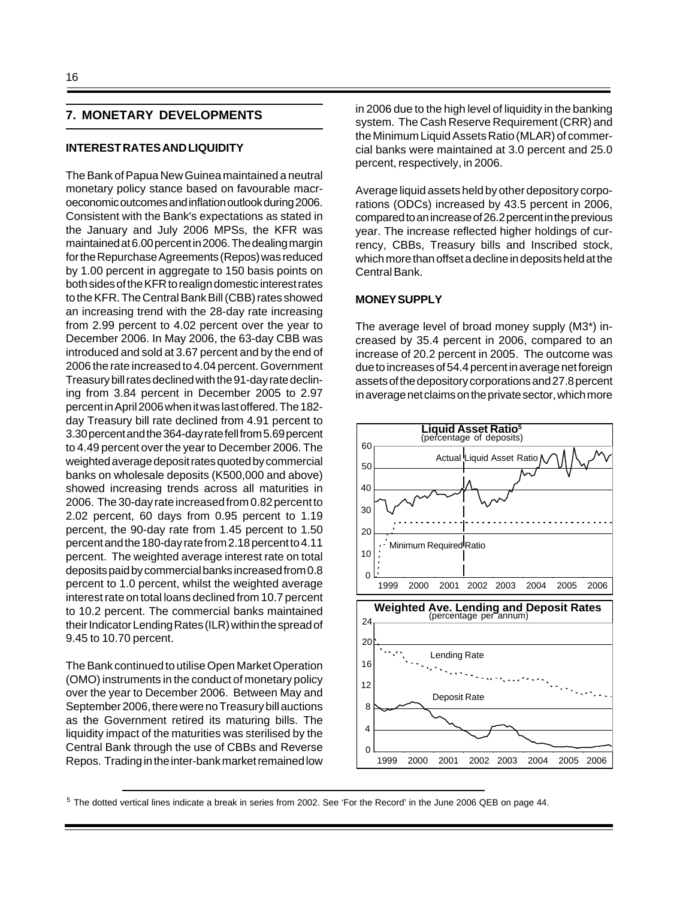## 7. MONETARY DEVELOPMENTS

### INTEREST RATES AND LIQUIDITY

The Bank of Papua New Guinea maintained a neutral monetary policy stance based on favourable macroeconomic outcomes and inflation outlook during 2006. Consistent with the Bank's expectations as stated in the January and July 2006 MPSs, the KFR was maintained at 6.00 percent in 2006. The dealing margin for the Repurchase Agreements (Repos) was reduced by 1.00 percent in aggregate to 150 basis points on both sides of the KFR to realign domestic interest rates to the KFR. The Central Bank Bill (CBB) rates showed an increasing trend with the 28-day rate increasing from 2.99 percent to 4.02 percent over the year to December 2006. In May 2006, the 63-day CBB was introduced and sold at 3.67 percent and by the end of 2006 the rate increased to 4.04 percent. Government Treasury bill rates declined with the 91-day rate declining from 3.84 percent in December 2005 to 2.97 percent in April 2006 when it was last offered. The 182-day Treasury bill rate declined from 4.91 percent to 3.30 percent and the 364-day rate fell from 5.69 percent to 4.49 percent over the year to December 2006. The weighted average deposit rates quoted by commercial banks on wholesale deposits (K500,000 and above) showed increasing trends across all maturities in 2006. The 30-day rate increased from 0.82 percent to 2.02 percent, 60 days from 0.95 percent to 1.19 percent, the 90-day rate from 1.45 percent to 1.50 percent and the 180-day rate from 2.18 percent to 4.11 percent. The weighted average interest rate on total deposits paid by commercial banks increased from 0.8 percent to 1.0 percent, whilst the weighted average interest rate on total loans declined from 10.7 percent to 10.2 percent. The commercial banks maintained their Indicator Lending Rates (ILR) within the spread of 9.45 to 10.70 percent.

The Bank continued to utilise Open Market Operation (OMO) instruments in the conduct of monetary policy over the year to December 2006. Between May and September 2006, there were no Treasury bill auctions as the Government retired its maturing bills. The liquidity impact of the maturities was sterilised by the Central Bank through the use of CBBs and Reverse Repos. Trading in the inter-bank market remained low in 2006 due to the high level of liquidity in the banking system. The Cash Reserve Requirement (CRR) and the Minimum Liquid Assets Ratio (MLAR) of commercial banks were maintained at 3.0 percent and 25.0 percent, respectively, in 2006.

Average liquid assets held by other depository corporations (ODCs) increased by 43.5 percent in 2006, compared to an increase of 26.2 percent in the previous year. The increase reflected higher holdings of currency, CBBs, Treasury bills and Inscribed stock, which more than offset a decline in deposits held at the Central Bank.

### MONEY SUPPLY

The average level of broad money supply (M3*) increased by 35.4 percent in 2006, compared to an increase of 20.2 percent in 2005. The outcome was due to increases of 54.4 percent in average net foreign assets of the depository corporations and 27.8 percent in average net claims on the private sector, which more

**Liquid Asset Ratio**[5]
(percentage of deposits)

**Weighted Ave. Lending and Deposit Rates**
(percentage per annum)

[5] The dotted vertical lines indicate a break in series from 2002. See 'For the Record' in the June 2006 QEB on page 44.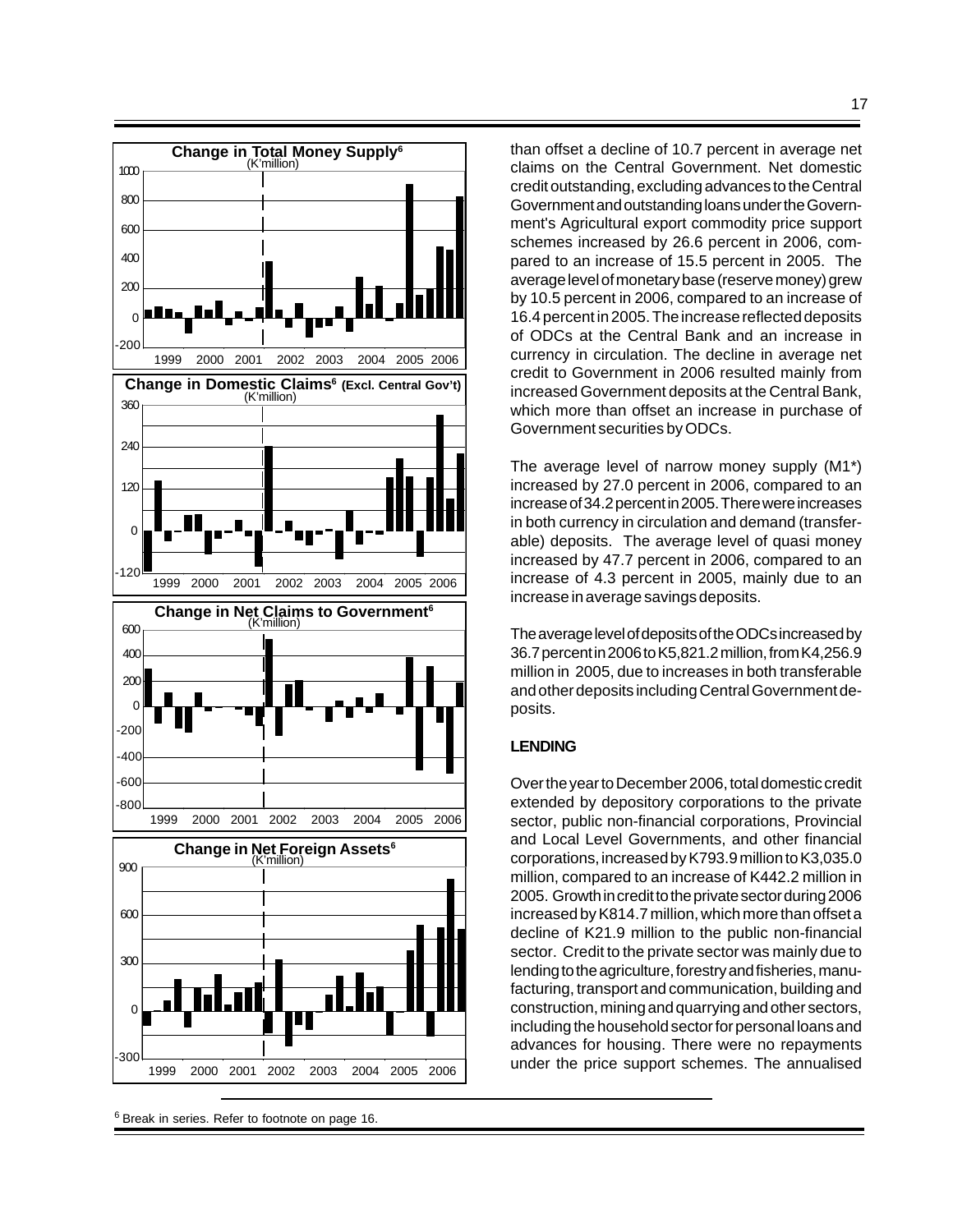than offset a decline of 10.7 percent in average net claims on the Central Government. Net domestic credit outstanding, excluding advances to the Central Government and outstanding loans under the Government's Agricultural export commodity price support schemes increased by 26.6 percent in 2006, compared to an increase of 15.5 percent in 2005. The average level of monetary base (reserve money) grew by 10.5 percent in 2006, compared to an increase of 16.4 percent in 2005. The increase reflected deposits of ODCs at the Central Bank and an increase in currency in circulation. The decline in average net credit to Government in 2006 resulted mainly from increased Government deposits at the Central Bank, which more than offset an increase in purchase of Government securities by ODCs.

The average level of narrow money supply (M1*) increased by 27.0 percent in 2006, compared to an increase of 34.2 percent in 2005. There were increases in both currency in circulation and demand (transferable) deposits. The average level of quasi money increased by 47.7 percent in 2006, compared to an increase of 4.3 percent in 2005, mainly due to an increase in average savings deposits.

The average level of deposits of the ODCs increased by 36.7 percent in 2006 to K5,821.2 million, from K4,256.9 million in 2005, due to increases in both transferable and other deposits including Central Government deposits.

**LENDING**

Over the year to December 2006, total domestic credit extended by depository corporations to the private sector, public non-financial corporations, Provincial and Local Level Governments, and other financial corporations, increased by K793.9 million to K3,035.0 million, compared to an increase of K442.2 million in 2005. Growth in credit to the private sector during 2006 increased by K814.7 million, which more than offset a decline of K21.9 million to the public non-financial sector. Credit to the private sector was mainly due to lending to the agriculture, forestry and fisheries, manufacturing, transport and communication, building and construction, mining and quarrying and other sectors, including the household sector for personal loans and advances for housing. There were no repayments under the price support schemes. The annualised

[6] Break in series. Refer to footnote on page 16.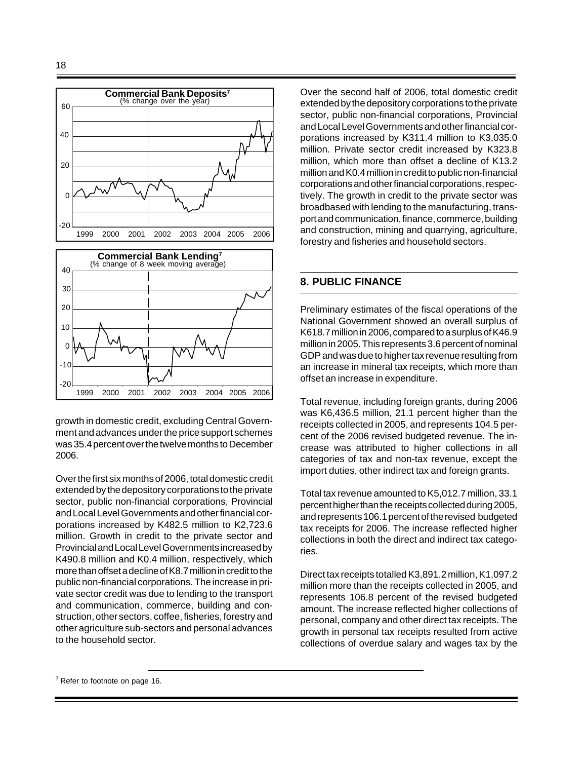**Commercial Bank Deposits**[7]
(% change over the year)

**Commercial Bank Lending**[7]
(% change of 8 week moving average)

growth in domestic credit, excluding Central Government and advances under the price support schemes was 35.4 percent over the twelve months to December 2006.

Over the first six months of 2006, total domestic credit extended by the depository corporations to the private sector, public non-financial corporations, Provincial and Local Level Governments and other financial corporations increased by K482.5 million to K2,723.6 million. Growth in credit to the private sector and Provincial and Local Level Governments increased by K490.8 million and K0.4 million, respectively, which more than offset a decline of K8.7 million in credit to the public non-financial corporations. The increase in private sector credit was due to lending to the transport and communication, commerce, building and construction, other sectors, coffee, fisheries, forestry and other agriculture sub-sectors and personal advances to the household sector.

Over the second half of 2006, total domestic credit extended by the depository corporations to the private sector, public non-financial corporations, Provincial and Local Level Governments and other financial corporations increased by K311.4 million to K3,035.0 million. Private sector credit increased by K323.8 million, which more than offset a decline of K13.2 million and K0.4 million in credit to public non-financial corporations and other financial corporations, respectively. The growth in credit to the private sector was broadbased with lending to the manufacturing, transport and communication, finance, commerce, building and construction, mining and quarrying, agriculture, forestry and fisheries and household sectors.

## 8. PUBLIC FINANCE

Preliminary estimates of the fiscal operations of the National Government showed an overall surplus of K618.7 million in 2006, compared to a surplus of K46.9 million in 2005. This represents 3.6 percent of nominal GDP and was due to higher tax revenue resulting from an increase in mineral tax receipts, which more than offset an increase in expenditure.

Total revenue, including foreign grants, during 2006 was K6,436.5 million, 21.1 percent higher than the receipts collected in 2005, and represents 104.5 percent of the 2006 revised budgeted revenue. The increase was attributed to higher collections in all categories of tax and non-tax revenue, except the import duties, other indirect tax and foreign grants.

Total tax revenue amounted to K5,012.7 million, 33.1 percent higher than the receipts collected during 2005, and represents 106.1 percent of the revised budgeted tax receipts for 2006. The increase reflected higher collections in both the direct and indirect tax categories.

Direct tax receipts totalled K3,891.2 million, K1,097.2 million more than the receipts collected in 2005, and represents 106.8 percent of the revised budgeted amount. The increase reflected higher collections of personal, company and other direct tax receipts. The growth in personal tax receipts resulted from active collections of overdue salary and wages tax by the

[7] Refer to footnote on page 16.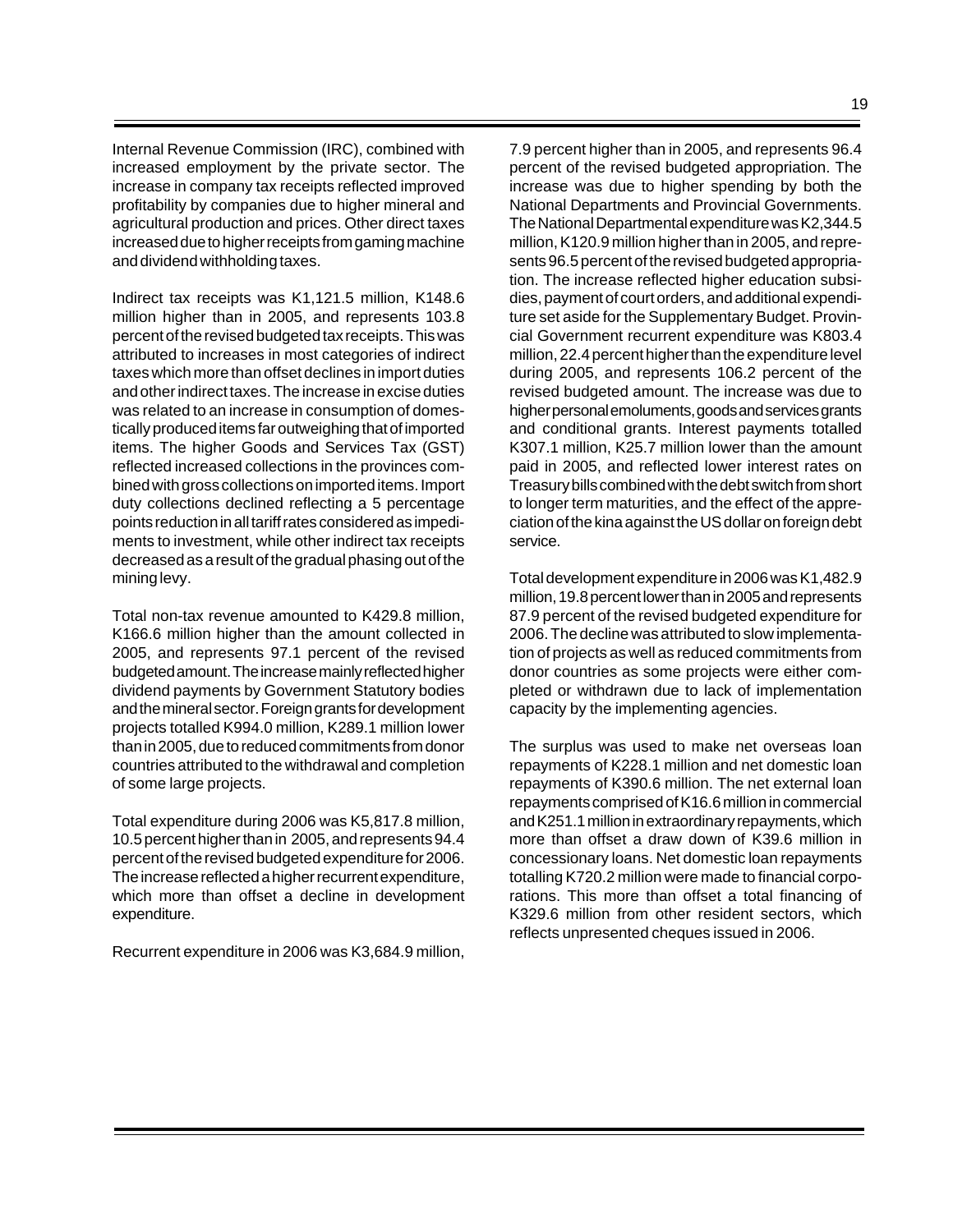Internal Revenue Commission (IRC), combined with increased employment by the private sector. The increase in company tax receipts reflected improved profitability by companies due to higher mineral and agricultural production and prices. Other direct taxes increased due to higher receipts from gaming machine and dividend withholding taxes.

Indirect tax receipts was K1,121.5 million, K148.6 million higher than in 2005, and represents 103.8 percent of the revised budgeted tax receipts. This was attributed to increases in most categories of indirect taxes which more than offset declines in import duties and other indirect taxes. The increase in excise duties was related to an increase in consumption of domestically produced items far outweighing that of imported items. The higher Goods and Services Tax (GST) reflected increased collections in the provinces combined with gross collections on imported items. Import duty collections declined reflecting a 5 percentage points reduction in all tariff rates considered as impediments to investment, while other indirect tax receipts decreased as a result of the gradual phasing out of the mining levy.

Total non-tax revenue amounted to K429.8 million, K166.6 million higher than the amount collected in 2005, and represents 97.1 percent of the revised budgeted amount. The increase mainly reflected higher dividend payments by Government Statutory bodies and the mineral sector. Foreign grants for development projects totalled K994.0 million, K289.1 million lower than in 2005, due to reduced commitments from donor countries attributed to the withdrawal and completion of some large projects.

Total expenditure during 2006 was K5,817.8 million, 10.5 percent higher than in 2005, and represents 94.4 percent of the revised budgeted expenditure for 2006. The increase reflected a higher recurrent expenditure, which more than offset a decline in development expenditure.

Recurrent expenditure in 2006 was K3,684.9 million, 7.9 percent higher than in 2005, and represents 96.4 percent of the revised budgeted appropriation. The increase was due to higher spending by both the National Departments and Provincial Governments. The National Departmental expenditure was K2,344.5 million, K120.9 million higher than in 2005, and represents 96.5 percent of the revised budgeted appropriation. The increase reflected higher education subsidies, payment of court orders, and additional expenditure set aside for the Supplementary Budget. Provincial Government recurrent expenditure was K803.4 million, 22.4 percent higher than the expenditure level during 2005, and represents 106.2 percent of the revised budgeted amount. The increase was due to higher personal emoluments, goods and services grants and conditional grants. Interest payments totalled K307.1 million, K25.7 million lower than the amount paid in 2005, and reflected lower interest rates on Treasury bills combined with the debt switch from short to longer term maturities, and the effect of the appreciation of the kina against the US dollar on foreign debt service.

Total development expenditure in 2006 was K1,482.9 million, 19.8 percent lower than in 2005 and represents 87.9 percent of the revised budgeted expenditure for 2006. The decline was attributed to slow implementation of projects as well as reduced commitments from donor countries as some projects were either completed or withdrawn due to lack of implementation capacity by the implementing agencies.

The surplus was used to make net overseas loan repayments of K228.1 million and net domestic loan repayments of K390.6 million. The net external loan repayments comprised of K16.6 million in commercial and K251.1 million in extraordinary repayments, which more than offset a draw down of K39.6 million in concessionary loans. Net domestic loan repayments totalling K720.2 million were made to financial corporations. This more than offset a total financing of K329.6 million from other resident sectors, which reflects unpresented cheques issued in 2006.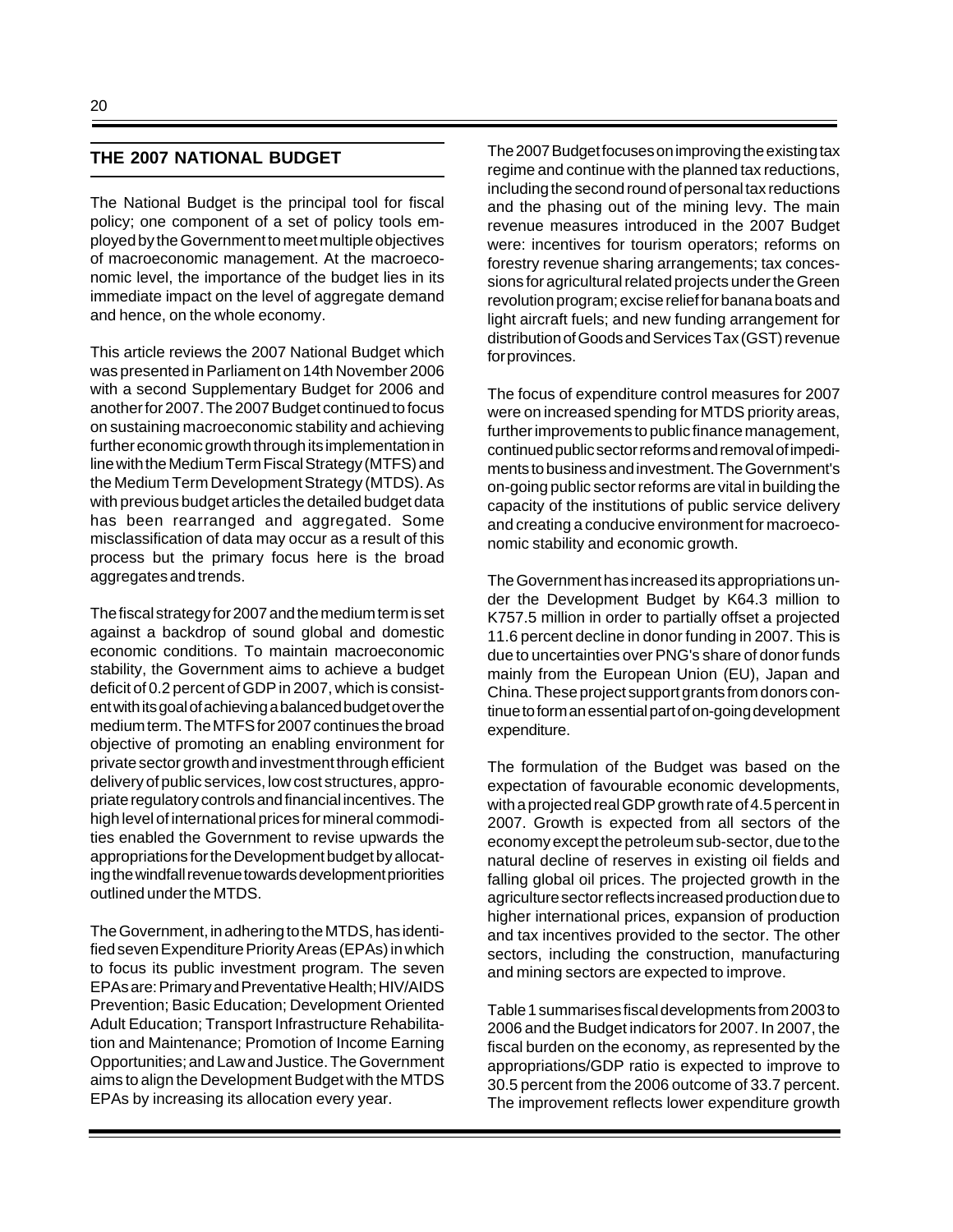## THE 2007 NATIONAL BUDGET

The National Budget is the principal tool for fiscal policy; one component of a set of policy tools employed by the Government to meet multiple objectives of macroeconomic management. At the macroeconomic level, the importance of the budget lies in its immediate impact on the level of aggregate demand and hence, on the whole economy.

This article reviews the 2007 National Budget which was presented in Parliament on 14th November 2006 with a second Supplementary Budget for 2006 and another for 2007. The 2007 Budget continued to focus on sustaining macroeconomic stability and achieving further economic growth through its implementation in line with the Medium Term Fiscal Strategy (MTFS) and the Medium Term Development Strategy (MTDS). As with previous budget articles the detailed budget data has been rearranged and aggregated. Some misclassification of data may occur as a result of this process but the primary focus here is the broad aggregates and trends.

The fiscal strategy for 2007 and the medium term is set against a backdrop of sound global and domestic economic conditions. To maintain macroeconomic stability, the Government aims to achieve a budget deficit of 0.2 percent of GDP in 2007, which is consistent with its goal of achieving a balanced budget over the medium term. The MTFS for 2007 continues the broad objective of promoting an enabling environment for private sector growth and investment through efficient delivery of public services, low cost structures, appropriate regulatory controls and financial incentives. The high level of international prices for mineral commodities enabled the Government to revise upwards the appropriations for the Development budget by allocating the windfall revenue towards development priorities outlined under the MTDS.

The Government, in adhering to the MTDS, has identified seven Expenditure Priority Areas (EPAs) in which to focus its public investment program. The seven EPAs are: Primary and Preventative Health; HIV/AIDS Prevention; Basic Education; Development Oriented Adult Education; Transport Infrastructure Rehabilitation and Maintenance; Promotion of Income Earning Opportunities; and Law and Justice. The Government aims to align the Development Budget with the MTDS EPAs by increasing its allocation every year.

The 2007 Budget focuses on improving the existing tax regime and continue with the planned tax reductions, including the second round of personal tax reductions and the phasing out of the mining levy. The main revenue measures introduced in the 2007 Budget were: incentives for tourism operators; reforms on forestry revenue sharing arrangements; tax concessions for agricultural related projects under the Green revolution program; excise relief for banana boats and light aircraft fuels; and new funding arrangement for distribution of Goods and Services Tax (GST) revenue for provinces.

The focus of expenditure control measures for 2007 were on increased spending for MTDS priority areas, further improvements to public finance management, continued public sector reforms and removal of impediments to business and investment. The Government's on-going public sector reforms are vital in building the capacity of the institutions of public service delivery and creating a conducive environment for macroeconomic stability and economic growth.

The Government has increased its appropriations under the Development Budget by K64.3 million to K757.5 million in order to partially offset a projected 11.6 percent decline in donor funding in 2007. This is due to uncertainties over PNG's share of donor funds mainly from the European Union (EU), Japan and China. These project support grants from donors continue to form an essential part of on-going development expenditure.

The formulation of the Budget was based on the expectation of favourable economic developments, with a projected real GDP growth rate of 4.5 percent in 2007. Growth is expected from all sectors of the economy except the petroleum sub-sector, due to the natural decline of reserves in existing oil fields and falling global oil prices. The projected growth in the agriculture sector reflects increased production due to higher international prices, expansion of production and tax incentives provided to the sector. The other sectors, including the construction, manufacturing and mining sectors are expected to improve.

Table 1 summarises fiscal developments from 2003 to 2006 and the Budget indicators for 2007. In 2007, the fiscal burden on the economy, as represented by the appropriations/GDP ratio is expected to improve to 30.5 percent from the 2006 outcome of 33.7 percent. The improvement reflects lower expenditure growth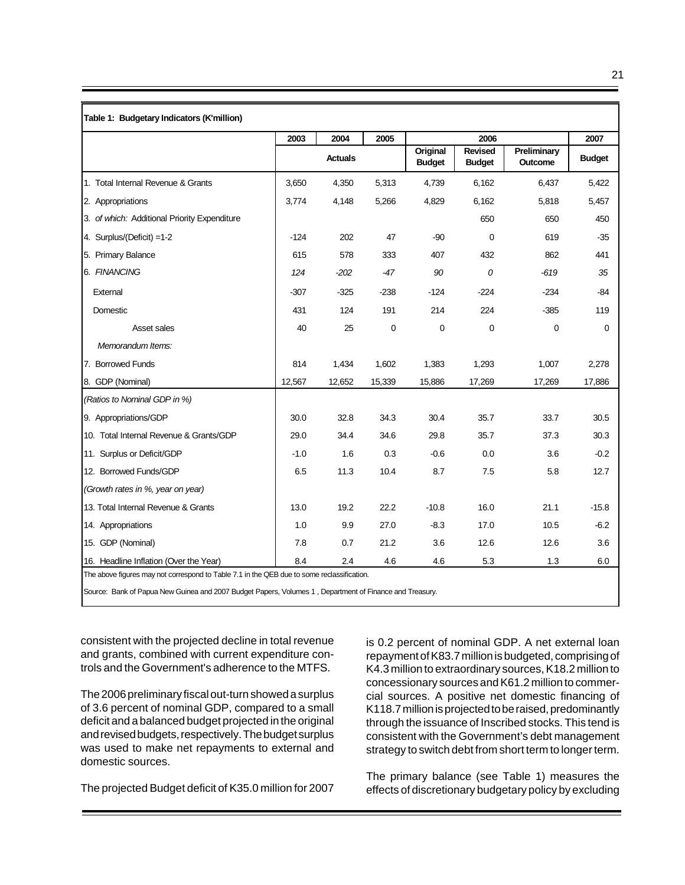**Table 1: Budgetary Indicators (K'million)**

| | 2003 | 2004 | 2005 | 2006 | | | 2007 |
|---|---|---|---|---|---|---|---|
| | Actuals | | | Original Budget | Revised Budget | Preliminary Outcome | Budget |
| 1. Total Internal Revenue & Grants | 3,650 | 4,350 | 5,313 | 4,739 | 6,162 | 6,437 | 5,422 |
| 2. Appropriations | 3,774 | 4,148 | 5,266 | 4,829 | 6,162 | 5,818 | 5,457 |
| 3. *of which:* Additional Priority Expenditure | | | | | 650 | 650 | 450 |
| 4. Surplus/(Deficit) =1-2 | -124 | 202 | 47 | -90 | 0 | 619 | -35 |
| 5. Primary Balance | 615 | 578 | 333 | 407 | 432 | 862 | 441 |
| 6. *FINANCING* | *124* | *-202* | *-47* | *90* | *0* | *-619* | *35* |
| External | -307 | -325 | -238 | -124 | -224 | -234 | -84 |
| Domestic | 431 | 124 | 191 | 214 | 224 | -385 | 119 |
| Asset sales | 40 | 25 | 0 | 0 | 0 | 0 | 0 |
| *Memorandum Items:* | | | | | | | |
| 7. Borrowed Funds | 814 | 1,434 | 1,602 | 1,383 | 1,293 | 1,007 | 2,278 |
| 8. GDP (Nominal) | 12,567 | 12,652 | 15,339 | 15,886 | 17,269 | 17,269 | 17,886 |
| *(Ratios to Nominal GDP in %)* | | | | | | | |
| 9. Appropriations/GDP | 30.0 | 32.8 | 34.3 | 30.4 | 35.7 | 33.7 | 30.5 |
| 10. Total Internal Revenue & Grants/GDP | 29.0 | 34.4 | 34.6 | 29.8 | 35.7 | 37.3 | 30.3 |
| 11. Surplus or Deficit/GDP | -1.0 | 1.6 | 0.3 | -0.6 | 0.0 | 3.6 | -0.2 |
| 12. Borrowed Funds/GDP | 6.5 | 11.3 | 10.4 | 8.7 | 7.5 | 5.8 | 12.7 |
| *(Growth rates in %, year on year)* | | | | | | | |
| 13. Total Internal Revenue & Grants | 13.0 | 19.2 | 22.2 | -10.8 | 16.0 | 21.1 | -15.8 |
| 14. Appropriations | 1.0 | 9.9 | 27.0 | -8.3 | 17.0 | 10.5 | -6.2 |
| 15. GDP (Nominal) | 7.8 | 0.7 | 21.2 | 3.6 | 12.6 | 12.6 | 3.6 |
| 16. Headline Inflation (Over the Year) | 8.4 | 2.4 | 4.6 | 4.6 | 5.3 | 1.3 | 6.0 |

The above figures may not correspond to Table 7.1 in the QEB due to some reclassification.

Source: Bank of Papua New Guinea and 2007 Budget Papers, Volumes 1 , Department of Finance and Treasury.

consistent with the projected decline in total revenue and grants, combined with current expenditure controls and the Government's adherence to the MTFS.

The 2006 preliminary fiscal out-turn showed a surplus of 3.6 percent of nominal GDP, compared to a small deficit and a balanced budget projected in the original and revised budgets, respectively. The budget surplus was used to make net repayments to external and domestic sources.

The projected Budget deficit of K35.0 million for 2007 is 0.2 percent of nominal GDP. A net external loan repayment of K83.7 million is budgeted, comprising of K4.3 million to extraordinary sources, K18.2 million to concessionary sources and K61.2 million to commercial sources. A positive net domestic financing of K118.7 million is projected to be raised, predominantly through the issuance of Inscribed stocks. This tend is consistent with the Government's debt management strategy to switch debt from short term to longer term.

The primary balance (see Table 1) measures the effects of discretionary budgetary policy by excluding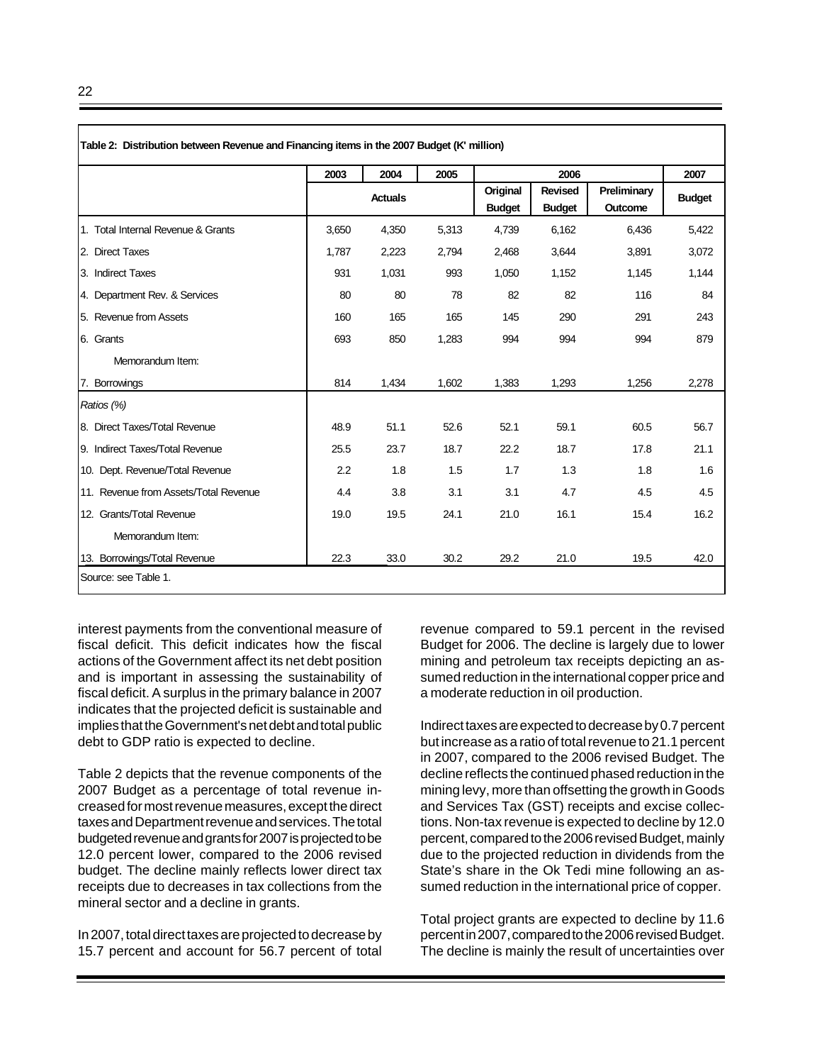**Table 2: Distribution between Revenue and Financing items in the 2007 Budget (K' million)**

| | 2003 | 2004 | 2005 | 2006 | | | 2007 |
|---|---|---|---|---|---|---|---|
| | Actuals | | | Original Budget | Revised Budget | Preliminary Outcome | Budget |
| 1. Total Internal Revenue & Grants | 3,650 | 4,350 | 5,313 | 4,739 | 6,162 | 6,436 | 5,422 |
| 2. Direct Taxes | 1,787 | 2,223 | 2,794 | 2,468 | 3,644 | 3,891 | 3,072 |
| 3. Indirect Taxes | 931 | 1,031 | 993 | 1,050 | 1,152 | 1,145 | 1,144 |
| 4. Department Rev. & Services | 80 | 80 | 78 | 82 | 82 | 116 | 84 |
| 5. Revenue from Assets | 160 | 165 | 165 | 145 | 290 | 291 | 243 |
| 6. Grants | 693 | 850 | 1,283 | 994 | 994 | 994 | 879 |
| Memorandum Item: | | | | | | | |
| 7. Borrowings | 814 | 1,434 | 1,602 | 1,383 | 1,293 | 1,256 | 2,278 |
| *Ratios (%)* | | | | | | | |
| 8. Direct Taxes/Total Revenue | 48.9 | 51.1 | 52.6 | 52.1 | 59.1 | 60.5 | 56.7 |
| 9. Indirect Taxes/Total Revenue | 25.5 | 23.7 | 18.7 | 22.2 | 18.7 | 17.8 | 21.1 |
| 10. Dept. Revenue/Total Revenue | 2.2 | 1.8 | 1.5 | 1.7 | 1.3 | 1.8 | 1.6 |
| 11. Revenue from Assets/Total Revenue | 4.4 | 3.8 | 3.1 | 3.1 | 4.7 | 4.5 | 4.5 |
| 12. Grants/Total Revenue | 19.0 | 19.5 | 24.1 | 21.0 | 16.1 | 15.4 | 16.2 |
| Memorandum Item: | | | | | | | |
| 13. Borrowings/Total Revenue | 22.3 | 33.0 | 30.2 | 29.2 | 21.0 | 19.5 | 42.0 |

Source: see Table 1.

interest payments from the conventional measure of fiscal deficit. This deficit indicates how the fiscal actions of the Government affect its net debt position and is important in assessing the sustainability of fiscal deficit. A surplus in the primary balance in 2007 indicates that the projected deficit is sustainable and implies that the Government's net debt and total public debt to GDP ratio is expected to decline.

Table 2 depicts that the revenue components of the 2007 Budget as a percentage of total revenue increased for most revenue measures, except the direct taxes and Department revenue and services. The total budgeted revenue and grants for 2007 is projected to be 12.0 percent lower, compared to the 2006 revised budget. The decline mainly reflects lower direct tax receipts due to decreases in tax collections from the mineral sector and a decline in grants.

In 2007, total direct taxes are projected to decrease by 15.7 percent and account for 56.7 percent of total revenue compared to 59.1 percent in the revised Budget for 2006. The decline is largely due to lower mining and petroleum tax receipts depicting an assumed reduction in the international copper price and a moderate reduction in oil production.

Indirect taxes are expected to decrease by 0.7 percent but increase as a ratio of total revenue to 21.1 percent in 2007, compared to the 2006 revised Budget. The decline reflects the continued phased reduction in the mining levy, more than offsetting the growth in Goods and Services Tax (GST) receipts and excise collections. Non-tax revenue is expected to decline by 12.0 percent, compared to the 2006 revised Budget, mainly due to the projected reduction in dividends from the State's share in the Ok Tedi mine following an assumed reduction in the international price of copper.

Total project grants are expected to decline by 11.6 percent in 2007, compared to the 2006 revised Budget. The decline is mainly the result of uncertainties over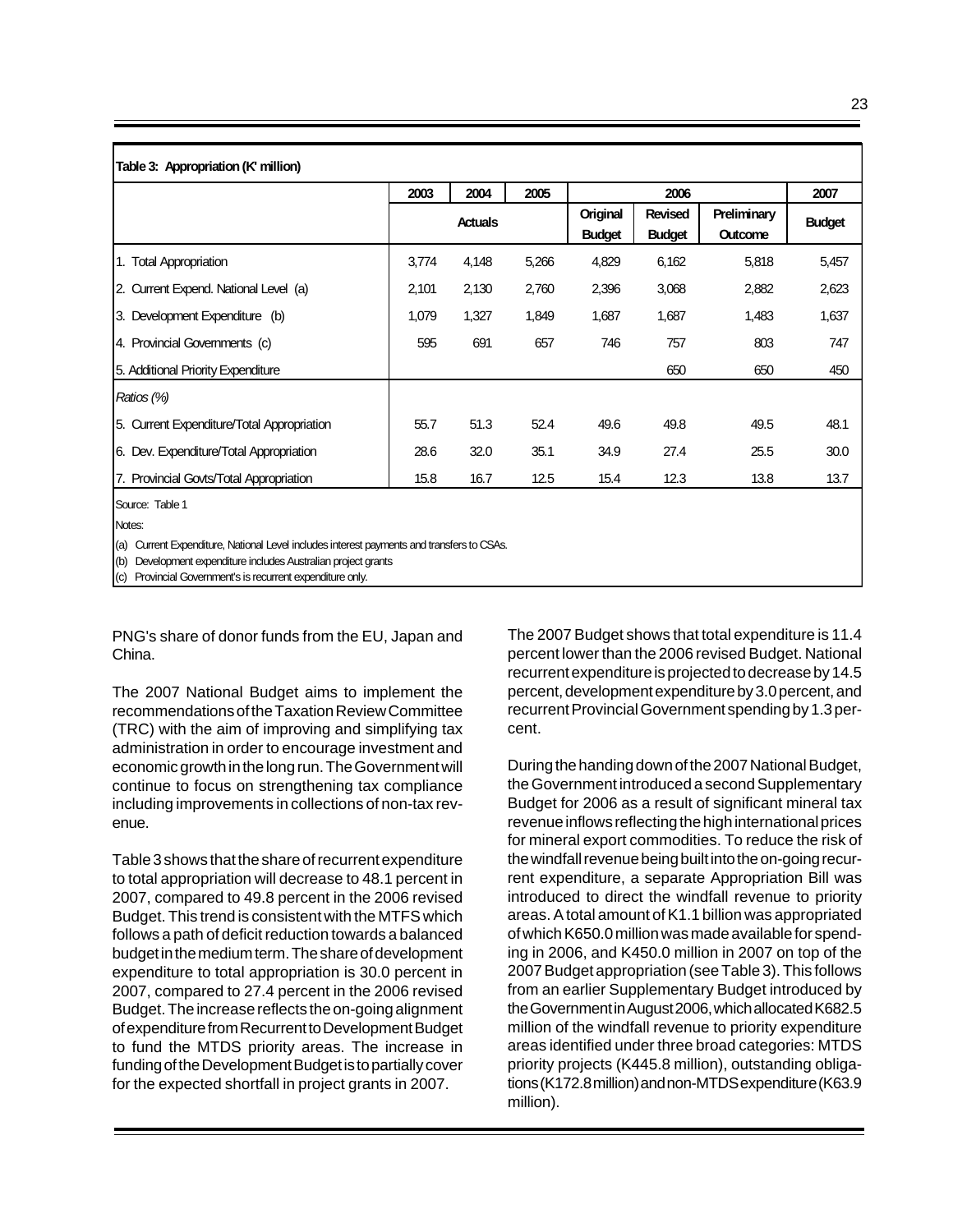**Table 3: Appropriation (K' million)**

| | 2003 | 2004 | 2005 | 2006 | | | 2007 |
|---|---|---|---|---|---|---|---|
| | Actuals | | | Original Budget | Revised Budget | Preliminary Outcome | Budget |
| 1. Total Appropriation | 3,774 | 4,148 | 5,266 | 4,829 | 6,162 | 5,818 | 5,457 |
| 2. Current Expend. National Level (a) | 2,101 | 2,130 | 2,760 | 2,396 | 3,068 | 2,882 | 2,623 |
| 3. Development Expenditure (b) | 1,079 | 1,327 | 1,849 | 1,687 | 1,687 | 1,483 | 1,637 |
| 4. Provincial Governments (c) | 595 | 691 | 657 | 746 | 757 | 803 | 747 |
| 5. Additional Priority Expenditure | | | | | 650 | 650 | 450 |
| *Ratios (%)* | | | | | | | |
| 5. Current Expenditure/Total Appropriation | 55.7 | 51.3 | 52.4 | 49.6 | 49.8 | 49.5 | 48.1 |
| 6. Dev. Expenditure/Total Appropriation | 28.6 | 32.0 | 35.1 | 34.9 | 27.4 | 25.5 | 30.0 |
| 7. Provincial Govts/Total Appropriation | 15.8 | 16.7 | 12.5 | 15.4 | 12.3 | 13.8 | 13.7 |

Source: Table 1

Notes:

(a) Current Expenditure, National Level includes interest payments and transfers to CSAs.

(b) Development expenditure includes Australian project grants

(c) Provincial Government's is recurrent expenditure only.

PNG's share of donor funds from the EU, Japan and China.

The 2007 National Budget aims to implement the recommendations of the Taxation Review Committee (TRC) with the aim of improving and simplifying tax administration in order to encourage investment and economic growth in the long run. The Government will continue to focus on strengthening tax compliance including improvements in collections of non-tax revenue.

Table 3 shows that the share of recurrent expenditure to total appropriation will decrease to 48.1 percent in 2007, compared to 49.8 percent in the 2006 revised Budget. This trend is consistent with the MTFS which follows a path of deficit reduction towards a balanced budget in the medium term. The share of development expenditure to total appropriation is 30.0 percent in 2007, compared to 27.4 percent in the 2006 revised Budget. The increase reflects the on-going alignment of expenditure from Recurrent to Development Budget to fund the MTDS priority areas. The increase in funding of the Development Budget is to partially cover for the expected shortfall in project grants in 2007.

The 2007 Budget shows that total expenditure is 11.4 percent lower than the 2006 revised Budget. National recurrent expenditure is projected to decrease by 14.5 percent, development expenditure by 3.0 percent, and recurrent Provincial Government spending by 1.3 percent.

During the handing down of the 2007 National Budget, the Government introduced a second Supplementary Budget for 2006 as a result of significant mineral tax revenue inflows reflecting the high international prices for mineral export commodities. To reduce the risk of the windfall revenue being built into the on-going recurrent expenditure, a separate Appropriation Bill was introduced to direct the windfall revenue to priority areas. A total amount of K1.1 billion was appropriated of which K650.0 million was made available for spending in 2006, and K450.0 million in 2007 on top of the 2007 Budget appropriation (see Table 3). This follows from an earlier Supplementary Budget introduced by the Government in August 2006, which allocated K682.5 million of the windfall revenue to priority expenditure areas identified under three broad categories: MTDS priority projects (K445.8 million), outstanding obligations (K172.8 million) and non-MTDS expenditure (K63.9 million).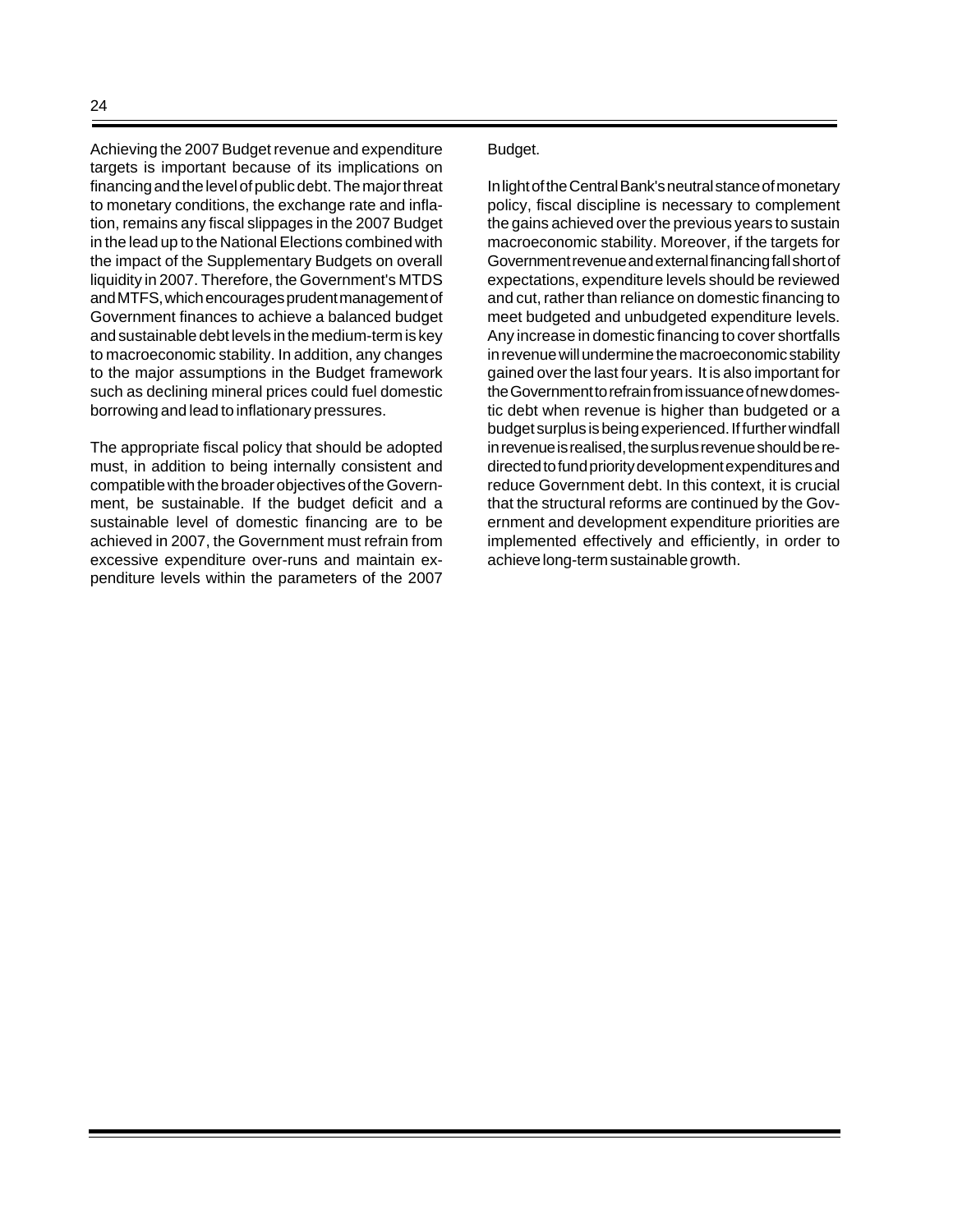Achieving the 2007 Budget revenue and expenditure targets is important because of its implications on financing and the level of public debt. The major threat to monetary conditions, the exchange rate and inflation, remains any fiscal slippages in the 2007 Budget in the lead up to the National Elections combined with the impact of the Supplementary Budgets on overall liquidity in 2007. Therefore, the Government's MTDS and MTFS, which encourages prudent management of Government finances to achieve a balanced budget and sustainable debt levels in the medium-term is key to macroeconomic stability. In addition, any changes to the major assumptions in the Budget framework such as declining mineral prices could fuel domestic borrowing and lead to inflationary pressures.

The appropriate fiscal policy that should be adopted must, in addition to being internally consistent and compatible with the broader objectives of the Government, be sustainable. If the budget deficit and a sustainable level of domestic financing are to be achieved in 2007, the Government must refrain from excessive expenditure over-runs and maintain expenditure levels within the parameters of the 2007 Budget.

In light of the Central Bank's neutral stance of monetary policy, fiscal discipline is necessary to complement the gains achieved over the previous years to sustain macroeconomic stability. Moreover, if the targets for Government revenue and external financing fall short of expectations, expenditure levels should be reviewed and cut, rather than reliance on domestic financing to meet budgeted and unbudgeted expenditure levels. Any increase in domestic financing to cover shortfalls in revenue will undermine the macroeconomic stability gained over the last four years. It is also important for the Government to refrain from issuance of new domestic debt when revenue is higher than budgeted or a budget surplus is being experienced. If further windfall in revenue is realised, the surplus revenue should be redirected to fund priority development expenditures and reduce Government debt. In this context, it is crucial that the structural reforms are continued by the Government and development expenditure priorities are implemented effectively and efficiently, in order to achieve long-term sustainable growth.